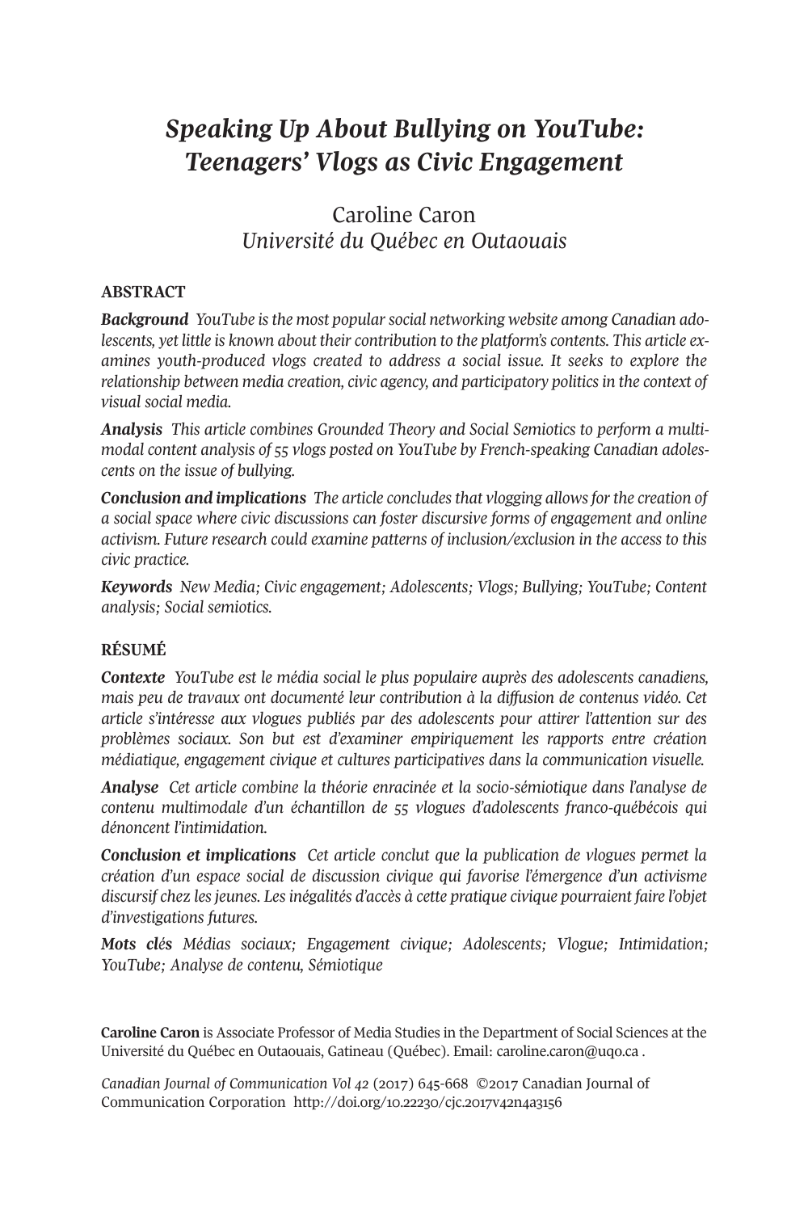# *Speaking Up About Bullying on YouTube: Teenagers' Vlogs as Civic Engagement*

Caroline Caron
*Université du Québec en Outaouais*

## ABSTRACT

***Background*** *YouTube is the most popular social networking website among Canadian adolescents, yet little is known about their contribution to the platform's contents. This article examines youth-produced vlogs created to address a social issue. It seeks to explore the relationship between media creation, civic agency, and participatory politics in the context of visual social media.*

***Analysis*** *This article combines Grounded Theory and Social Semiotics to perform a multimodal content analysis of 55 vlogs posted on YouTube by French-speaking Canadian adolescents on the issue of bullying.*

***Conclusion and implications*** *The article concludes that vlogging allows for the creation of a social space where civic discussions can foster discursive forms of engagement and online activism. Future research could examine patterns of inclusion/exclusion in the access to this civic practice.*

***Keywords*** *New Media; Civic engagement; Adolescents; Vlogs; Bullying; YouTube; Content analysis; Social semiotics.*

## RÉSUMÉ

***Contexte*** *YouTube est le média social le plus populaire auprès des adolescents canadiens, mais peu de travaux ont documenté leur contribution à la diffusion de contenus vidéo. Cet article s'intéresse aux vlogues publiés par des adolescents pour attirer l'attention sur des problèmes sociaux. Son but est d'examiner empiriquement les rapports entre création médiatique, engagement civique et cultures participatives dans la communication visuelle.*

***Analyse*** *Cet article combine la théorie enracinée et la socio-sémiotique dans l'analyse de contenu multimodale d'un échantillon de 55 vlogues d'adolescents franco-québécois qui dénoncent l'intimidation.*

***Conclusion et implications*** *Cet article conclut que la publication de vlogues permet la création d'un espace social de discussion civique qui favorise l'émergence d'un activisme discursif chez les jeunes. Les inégalités d'accès à cette pratique civique pourraient faire l'objet d'investigations futures.*

***Mots clés*** *Médias sociaux; Engagement civique; Adolescents; Vlogue; Intimidation; YouTube; Analyse de contenu, Sémiotique*

**Caroline Caron** is Associate Professor of Media Studies in the Department of Social Sciences at the Université du Québec en Outaouais, Gatineau (Québec). Email: caroline.caron@uqo.ca .

*Canadian Journal of Communication Vol 42* (2017) 645-668 ©2017 Canadian Journal of Communication Corporation http://doi.org/10.22230/cjc.2017v42n4a3156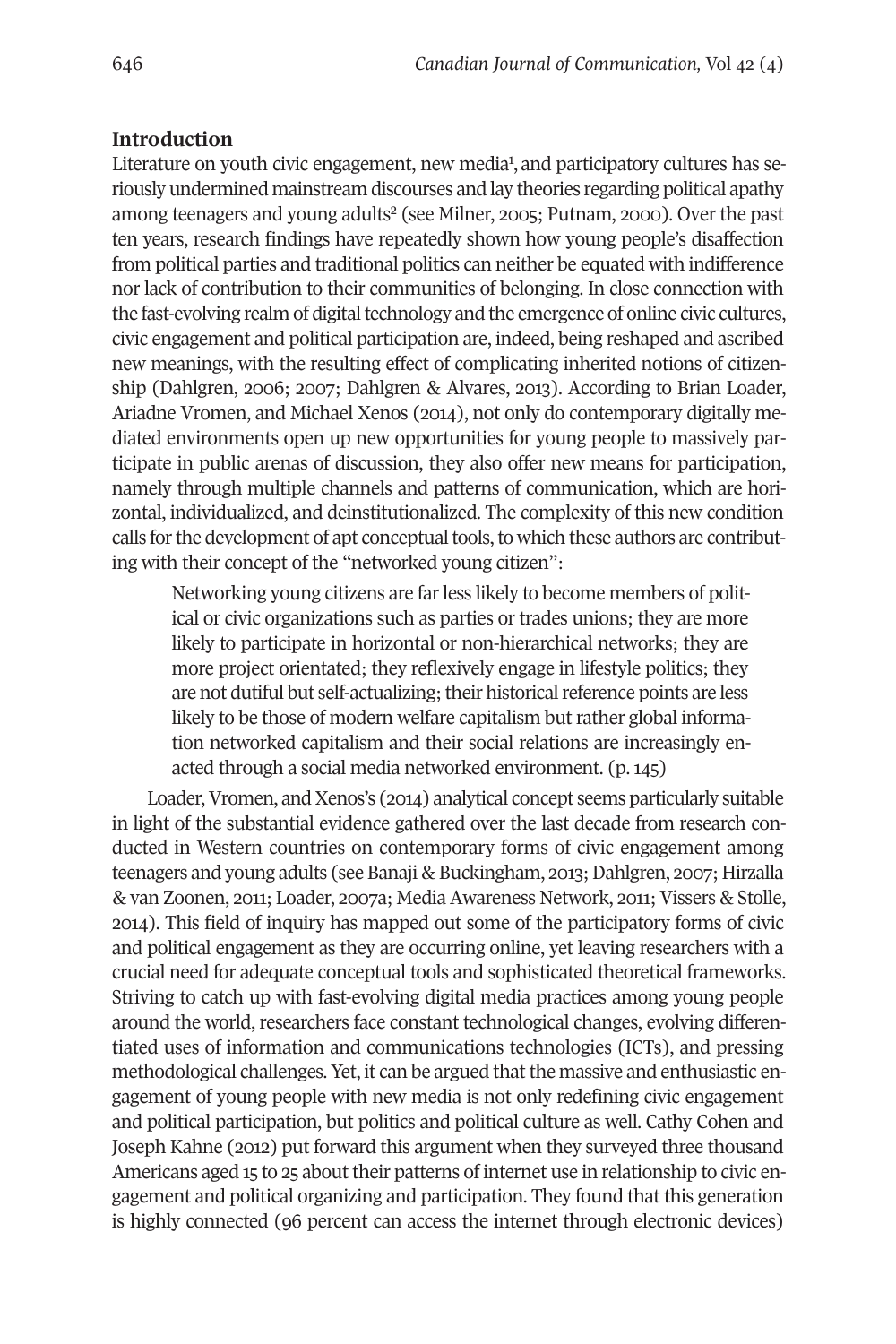## Introduction

Literature on youth civic engagement, new media[1], and participatory cultures has seriously undermined mainstream discourses and lay theories regarding political apathy among teenagers and young adults[2] (see Milner, 2005; Putnam, 2000). Over the past ten years, research findings have repeatedly shown how young people's disaffection from political parties and traditional politics can neither be equated with indifference nor lack of contribution to their communities of belonging. In close connection with the fast-evolving realm of digital technology and the emergence of online civic cultures, civic engagement and political participation are, indeed, being reshaped and ascribed new meanings, with the resulting effect of complicating inherited notions of citizenship (Dahlgren, 2006; 2007; Dahlgren & Alvares, 2013). According to Brian Loader, Ariadne Vromen, and Michael Xenos (2014), not only do contemporary digitally mediated environments open up new opportunities for young people to massively participate in public arenas of discussion, they also offer new means for participation, namely through multiple channels and patterns of communication, which are horizontal, individualized, and deinstitutionalized. The complexity of this new condition calls for the development of apt conceptual tools, to which these authors are contributing with their concept of the "networked young citizen":

> Networking young citizens are far less likely to become members of political or civic organizations such as parties or trades unions; they are more likely to participate in horizontal or non-hierarchical networks; they are more project orientated; they reflexively engage in lifestyle politics; they are not dutiful but self-actualizing; their historical reference points are less likely to be those of modern welfare capitalism but rather global information networked capitalism and their social relations are increasingly enacted through a social media networked environment. (p. 145)

Loader, Vromen, and Xenos's (2014) analytical concept seems particularly suitable in light of the substantial evidence gathered over the last decade from research conducted in Western countries on contemporary forms of civic engagement among teenagers and young adults (see Banaji & Buckingham, 2013; Dahlgren, 2007; Hirzalla & van Zoonen, 2011; Loader, 2007a; Media Awareness Network, 2011; Vissers & Stolle, 2014). This field of inquiry has mapped out some of the participatory forms of civic and political engagement as they are occurring online, yet leaving researchers with a crucial need for adequate conceptual tools and sophisticated theoretical frameworks. Striving to catch up with fast-evolving digital media practices among young people around the world, researchers face constant technological changes, evolving differentiated uses of information and communications technologies (ICTs), and pressing methodological challenges. Yet, it can be argued that the massive and enthusiastic engagement of young people with new media is not only redefining civic engagement and political participation, but politics and political culture as well. Cathy Cohen and Joseph Kahne (2012) put forward this argument when they surveyed three thousand Americans aged 15 to 25 about their patterns of internet use in relationship to civic engagement and political organizing and participation. They found that this generation is highly connected (96 percent can access the internet through electronic devices)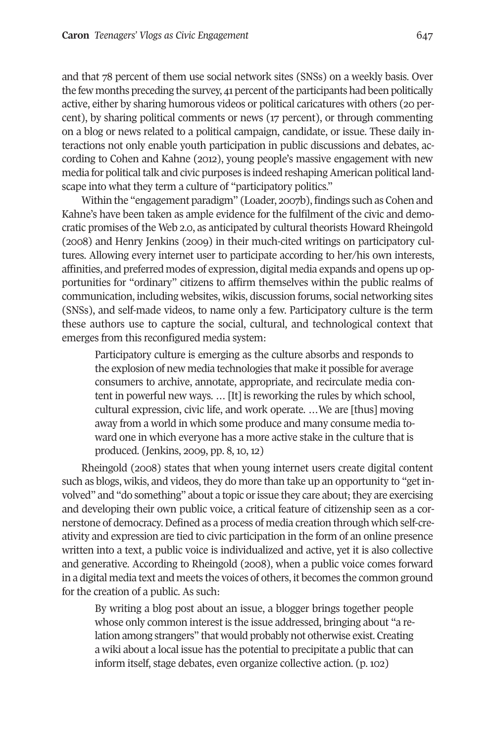and that 78 percent of them use social network sites (SNSs) on a weekly basis. Over the few months preceding the survey, 41 percent of the participants had been politically active, either by sharing humorous videos or political caricatures with others (20 percent), by sharing political comments or news (17 percent), or through commenting on a blog or news related to a political campaign, candidate, or issue. These daily interactions not only enable youth participation in public discussions and debates, according to Cohen and Kahne (2012), young people's massive engagement with new media for political talk and civic purposes is indeed reshaping American political landscape into what they term a culture of "participatory politics."

Within the "engagement paradigm" (Loader, 2007b), findings such as Cohen and Kahne's have been taken as ample evidence for the fulfilment of the civic and democratic promises of the Web 2.0, as anticipated by cultural theorists Howard Rheingold (2008) and Henry Jenkins (2009) in their much-cited writings on participatory cultures. Allowing every internet user to participate according to her/his own interests, affinities, and preferred modes of expression, digital media expands and opens up opportunities for "ordinary" citizens to affirm themselves within the public realms of communication, including websites, wikis, discussion forums, social networking sites (SNSs), and self-made videos, to name only a few. Participatory culture is the term these authors use to capture the social, cultural, and technological context that emerges from this reconfigured media system:

> Participatory culture is emerging as the culture absorbs and responds to the explosion of new media technologies that make it possible for average consumers to archive, annotate, appropriate, and recirculate media content in powerful new ways. … [It] is reworking the rules by which school, cultural expression, civic life, and work operate. …We are [thus] moving away from a world in which some produce and many consume media toward one in which everyone has a more active stake in the culture that is produced. (Jenkins, 2009, pp. 8, 10, 12)

Rheingold (2008) states that when young internet users create digital content such as blogs, wikis, and videos, they do more than take up an opportunity to "get involved" and "do something" about a topic or issue they care about; they are exercising and developing their own public voice, a critical feature of citizenship seen as a cornerstone of democracy. Defined as a process of media creation through which self-creativity and expression are tied to civic participation in the form of an online presence written into a text, a public voice is individualized and active, yet it is also collective and generative. According to Rheingold (2008), when a public voice comes forward in a digital media text and meets the voices of others, it becomes the common ground for the creation of a public. As such:

> By writing a blog post about an issue, a blogger brings together people whose only common interest is the issue addressed, bringing about "a relation among strangers" that would probably not otherwise exist. Creating a wiki about a local issue has the potential to precipitate a public that can inform itself, stage debates, even organize collective action. (p. 102)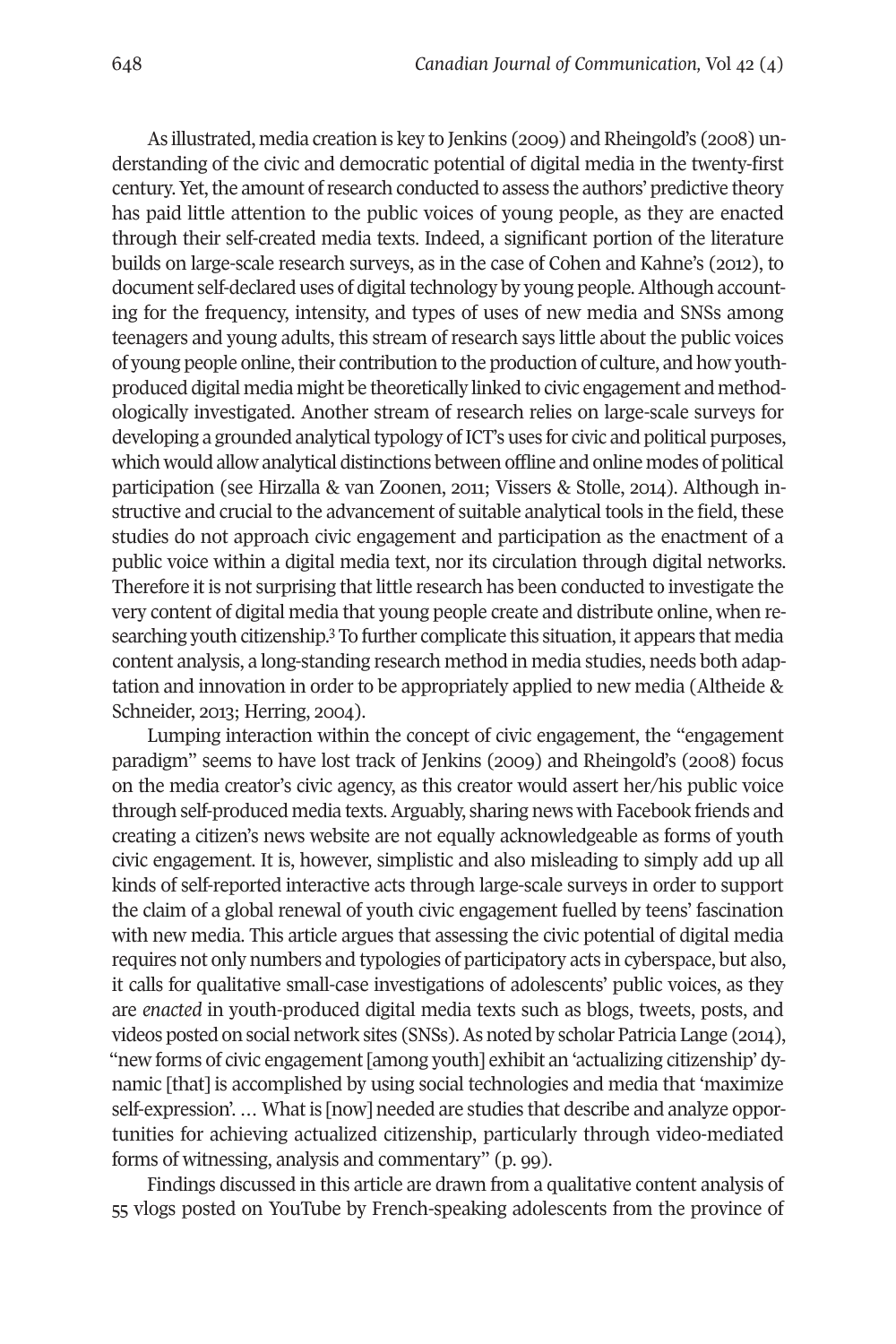As illustrated, media creation is key to Jenkins (2009) and Rheingold's (2008) understanding of the civic and democratic potential of digital media in the twenty-first century. Yet, the amount of research conducted to assess the authors' predictive theory has paid little attention to the public voices of young people, as they are enacted through their self-created media texts. Indeed, a significant portion of the literature builds on large-scale research surveys, as in the case of Cohen and Kahne's (2012), to document self-declared uses of digital technology by young people. Although accounting for the frequency, intensity, and types of uses of new media and SNSs among teenagers and young adults, this stream of research says little about the public voices of young people online, their contribution to the production of culture, and how youth-produced digital media might be theoretically linked to civic engagement and methodologically investigated. Another stream of research relies on large-scale surveys for developing a grounded analytical typology of ICT's uses for civic and political purposes, which would allow analytical distinctions between offline and online modes of political participation (see Hirzalla & van Zoonen, 2011; Vissers & Stolle, 2014). Although instructive and crucial to the advancement of suitable analytical tools in the field, these studies do not approach civic engagement and participation as the enactment of a public voice within a digital media text, nor its circulation through digital networks. Therefore it is not surprising that little research has been conducted to investigate the very content of digital media that young people create and distribute online, when researching youth citizenship.[3] To further complicate this situation, it appears that media content analysis, a long-standing research method in media studies, needs both adaptation and innovation in order to be appropriately applied to new media (Altheide & Schneider, 2013; Herring, 2004).

Lumping interaction within the concept of civic engagement, the "engagement paradigm" seems to have lost track of Jenkins (2009) and Rheingold's (2008) focus on the media creator's civic agency, as this creator would assert her/his public voice through self-produced media texts. Arguably, sharing news with Facebook friends and creating a citizen's news website are not equally acknowledgeable as forms of youth civic engagement. It is, however, simplistic and also misleading to simply add up all kinds of self-reported interactive acts through large-scale surveys in order to support the claim of a global renewal of youth civic engagement fuelled by teens' fascination with new media. This article argues that assessing the civic potential of digital media requires not only numbers and typologies of participatory acts in cyberspace, but also, it calls for qualitative small-case investigations of adolescents' public voices, as they are *enacted* in youth-produced digital media texts such as blogs, tweets, posts, and videos posted on social network sites (SNSs). As noted by scholar Patricia Lange (2014), "new forms of civic engagement [among youth] exhibit an 'actualizing citizenship' dynamic [that] is accomplished by using social technologies and media that 'maximize self-expression'. … What is [now] needed are studies that describe and analyze opportunities for achieving actualized citizenship, particularly through video-mediated forms of witnessing, analysis and commentary" (p. 99).

Findings discussed in this article are drawn from a qualitative content analysis of 55 vlogs posted on YouTube by French-speaking adolescents from the province of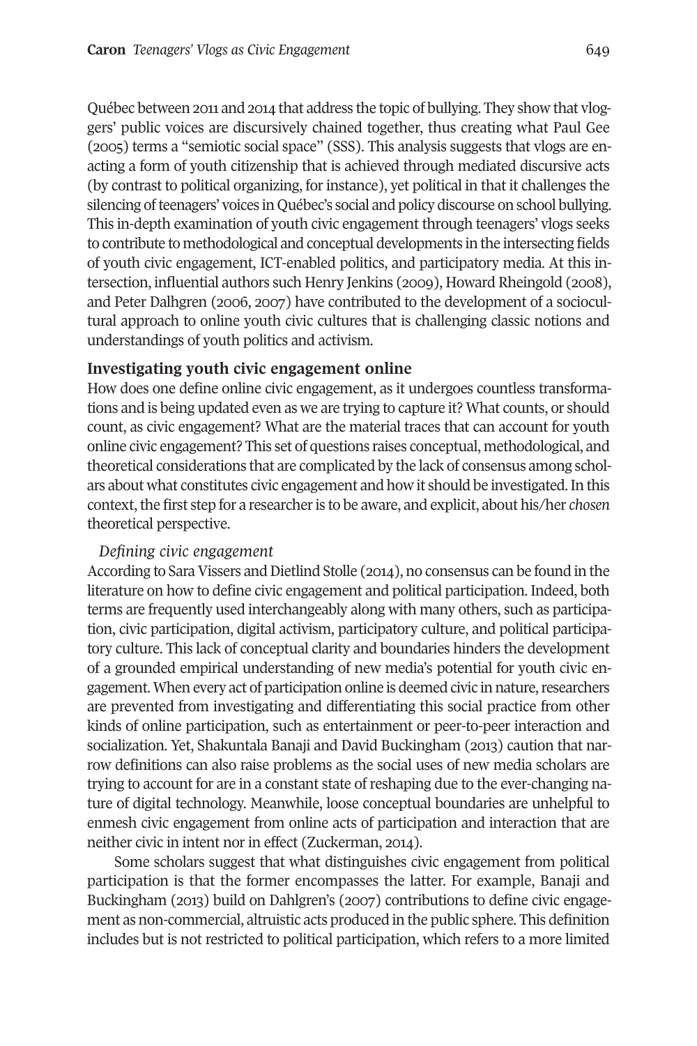Québec between 2011 and 2014 that address the topic of bullying. They show that vloggers' public voices are discursively chained together, thus creating what Paul Gee (2005) terms a "semiotic social space" (SSS). This analysis suggests that vlogs are enacting a form of youth citizenship that is achieved through mediated discursive acts (by contrast to political organizing, for instance), yet political in that it challenges the silencing of teenagers' voices in Québec's social and policy discourse on school bullying. This in-depth examination of youth civic engagement through teenagers' vlogs seeks to contribute to methodological and conceptual developments in the intersecting fields of youth civic engagement, ICT-enabled politics, and participatory media. At this intersection, influential authors such Henry Jenkins (2009), Howard Rheingold (2008), and Peter Dalhgren (2006, 2007) have contributed to the development of a sociocultural approach to online youth civic cultures that is challenging classic notions and understandings of youth politics and activism.

## Investigating youth civic engagement online

How does one define online civic engagement, as it undergoes countless transformations and is being updated even as we are trying to capture it? What counts, or should count, as civic engagement? What are the material traces that can account for youth online civic engagement? This set of questions raises conceptual, methodological, and theoretical considerations that are complicated by the lack of consensus among scholars about what constitutes civic engagement and how it should be investigated. In this context, the first step for a researcher is to be aware, and explicit, about his/her *chosen* theoretical perspective.

### *Defining civic engagement*

According to Sara Vissers and Dietlind Stolle (2014), no consensus can be found in the literature on how to define civic engagement and political participation. Indeed, both terms are frequently used interchangeably along with many others, such as participation, civic participation, digital activism, participatory culture, and political participatory culture. This lack of conceptual clarity and boundaries hinders the development of a grounded empirical understanding of new media's potential for youth civic engagement. When every act of participation online is deemed civic in nature, researchers are prevented from investigating and differentiating this social practice from other kinds of online participation, such as entertainment or peer-to-peer interaction and socialization. Yet, Shakuntala Banaji and David Buckingham (2013) caution that narrow definitions can also raise problems as the social uses of new media scholars are trying to account for are in a constant state of reshaping due to the ever-changing nature of digital technology. Meanwhile, loose conceptual boundaries are unhelpful to enmesh civic engagement from online acts of participation and interaction that are neither civic in intent nor in effect (Zuckerman, 2014).

Some scholars suggest that what distinguishes civic engagement from political participation is that the former encompasses the latter. For example, Banaji and Buckingham (2013) build on Dahlgren's (2007) contributions to define civic engagement as non-commercial, altruistic acts produced in the public sphere. This definition includes but is not restricted to political participation, which refers to a more limited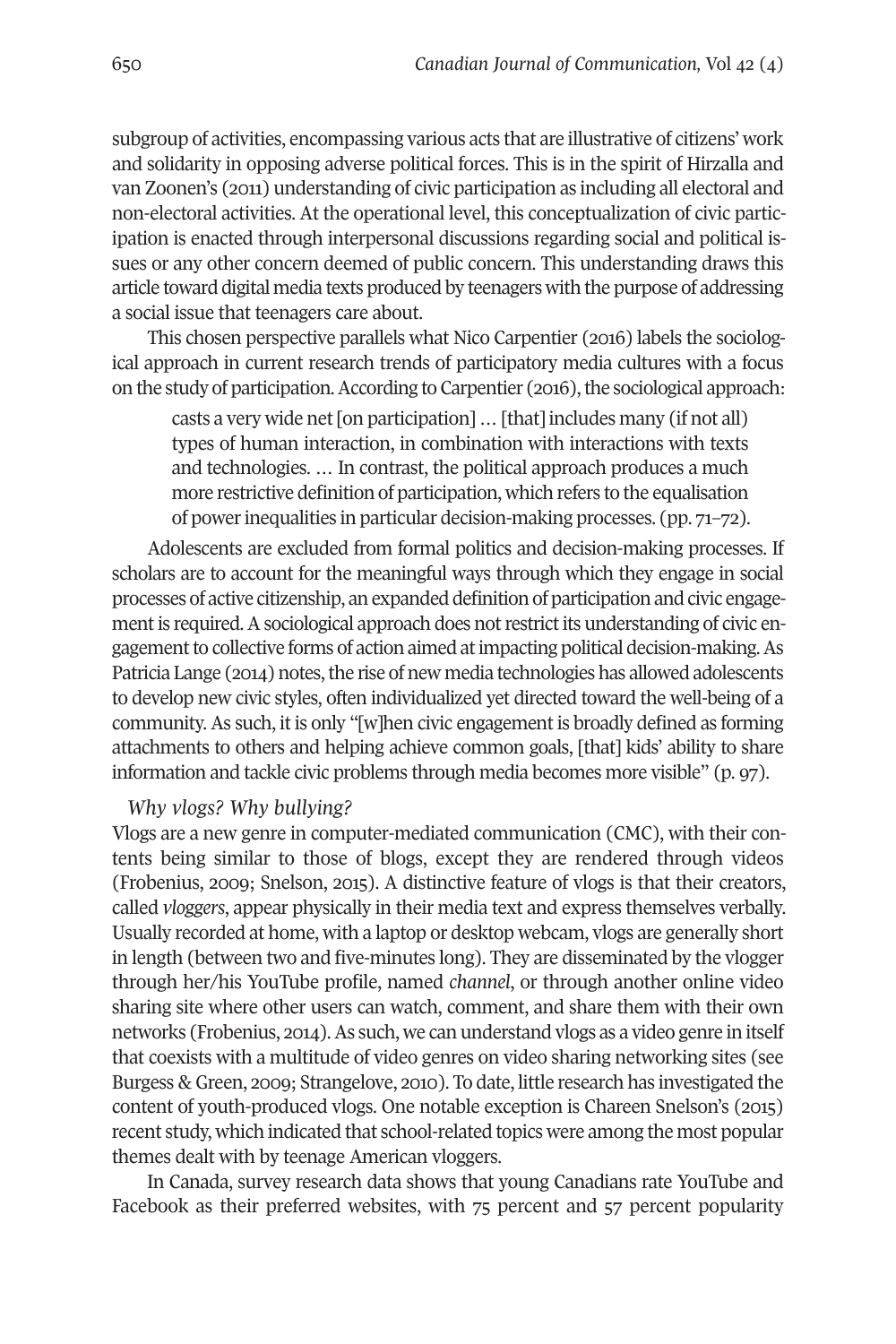subgroup of activities, encompassing various acts that are illustrative of citizens' work and solidarity in opposing adverse political forces. This is in the spirit of Hirzalla and van Zoonen's (2011) understanding of civic participation as including all electoral and non-electoral activities. At the operational level, this conceptualization of civic participation is enacted through interpersonal discussions regarding social and political issues or any other concern deemed of public concern. This understanding draws this article toward digital media texts produced by teenagers with the purpose of addressing a social issue that teenagers care about.

This chosen perspective parallels what Nico Carpentier (2016) labels the sociological approach in current research trends of participatory media cultures with a focus on the study of participation. According to Carpentier (2016), the sociological approach:

> casts a very wide net [on participation] … [that] includes many (if not all) types of human interaction, in combination with interactions with texts and technologies. … In contrast, the political approach produces a much more restrictive definition of participation, which refers to the equalisation of power inequalities in particular decision-making processes. (pp. 71–72).

Adolescents are excluded from formal politics and decision-making processes. If scholars are to account for the meaningful ways through which they engage in social processes of active citizenship, an expanded definition of participation and civic engagement is required. A sociological approach does not restrict its understanding of civic engagement to collective forms of action aimed at impacting political decision-making. As Patricia Lange (2014) notes, the rise of new media technologies has allowed adolescents to develop new civic styles, often individualized yet directed toward the well-being of a community. As such, it is only "[w]hen civic engagement is broadly defined as forming attachments to others and helping achieve common goals, [that] kids' ability to share information and tackle civic problems through media becomes more visible" (p. 97).

*Why vlogs? Why bullying?*

Vlogs are a new genre in computer-mediated communication (CMC), with their contents being similar to those of blogs, except they are rendered through videos (Frobenius, 2009; Snelson, 2015). A distinctive feature of vlogs is that their creators, called *vloggers*, appear physically in their media text and express themselves verbally. Usually recorded at home, with a laptop or desktop webcam, vlogs are generally short in length (between two and five-minutes long). They are disseminated by the vlogger through her/his YouTube profile, named *channel*, or through another online video sharing site where other users can watch, comment, and share them with their own networks (Frobenius, 2014). As such, we can understand vlogs as a video genre in itself that coexists with a multitude of video genres on video sharing networking sites (see Burgess & Green, 2009; Strangelove, 2010). To date, little research has investigated the content of youth-produced vlogs. One notable exception is Chareen Snelson's (2015) recent study, which indicated that school-related topics were among the most popular themes dealt with by teenage American vloggers.

In Canada, survey research data shows that young Canadians rate YouTube and Facebook as their preferred websites, with 75 percent and 57 percent popularity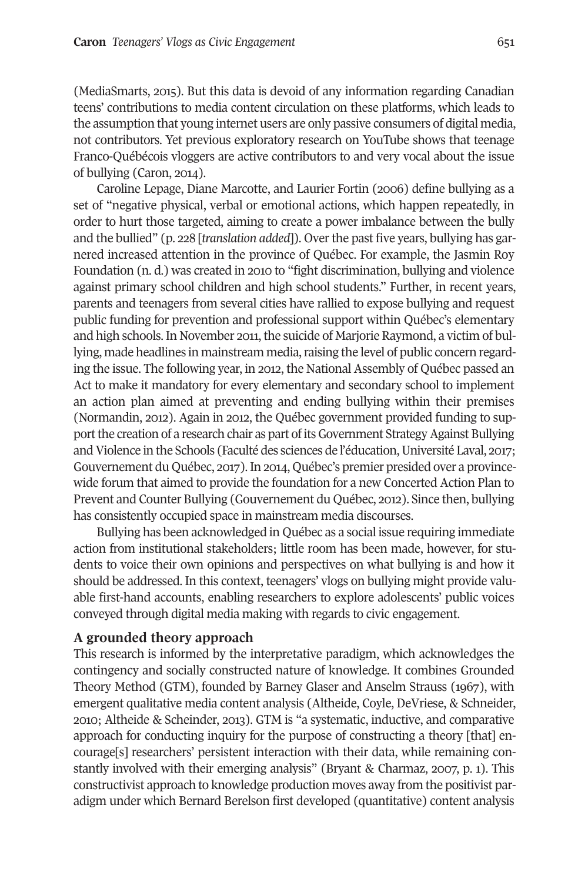(MediaSmarts, 2015). But this data is devoid of any information regarding Canadian teens' contributions to media content circulation on these platforms, which leads to the assumption that young internet users are only passive consumers of digital media, not contributors. Yet previous exploratory research on YouTube shows that teenage Franco-Québécois vloggers are active contributors to and very vocal about the issue of bullying (Caron, 2014).

Caroline Lepage, Diane Marcotte, and Laurier Fortin (2006) define bullying as a set of "negative physical, verbal or emotional actions, which happen repeatedly, in order to hurt those targeted, aiming to create a power imbalance between the bully and the bullied" (p. 228 [*translation added*]). Over the past five years, bullying has garnered increased attention in the province of Québec. For example, the Jasmin Roy Foundation (n. d.) was created in 2010 to "fight discrimination, bullying and violence against primary school children and high school students." Further, in recent years, parents and teenagers from several cities have rallied to expose bullying and request public funding for prevention and professional support within Québec's elementary and high schools. In November 2011, the suicide of Marjorie Raymond, a victim of bullying, made headlines in mainstream media, raising the level of public concern regarding the issue. The following year, in 2012, the National Assembly of Québec passed an Act to make it mandatory for every elementary and secondary school to implement an action plan aimed at preventing and ending bullying within their premises (Normandin, 2012). Again in 2012, the Québec government provided funding to support the creation of a research chair as part of its Government Strategy Against Bullying and Violence in the Schools (Faculté des sciences de l'éducation, Université Laval, 2017; Gouvernement du Québec, 2017). In 2014, Québec's premier presided over a province-wide forum that aimed to provide the foundation for a new Concerted Action Plan to Prevent and Counter Bullying (Gouvernement du Québec, 2012). Since then, bullying has consistently occupied space in mainstream media discourses.

Bullying has been acknowledged in Québec as a social issue requiring immediate action from institutional stakeholders; little room has been made, however, for students to voice their own opinions and perspectives on what bullying is and how it should be addressed. In this context, teenagers' vlogs on bullying might provide valuable first-hand accounts, enabling researchers to explore adolescents' public voices conveyed through digital media making with regards to civic engagement.

## A grounded theory approach

This research is informed by the interpretative paradigm, which acknowledges the contingency and socially constructed nature of knowledge. It combines Grounded Theory Method (GTM), founded by Barney Glaser and Anselm Strauss (1967), with emergent qualitative media content analysis (Altheide, Coyle, DeVriese, & Schneider, 2010; Altheide & Scheinder, 2013). GTM is "a systematic, inductive, and comparative approach for conducting inquiry for the purpose of constructing a theory [that] encourage[s] researchers' persistent interaction with their data, while remaining constantly involved with their emerging analysis" (Bryant & Charmaz, 2007, p. 1). This constructivist approach to knowledge production moves away from the positivist paradigm under which Bernard Berelson first developed (quantitative) content analysis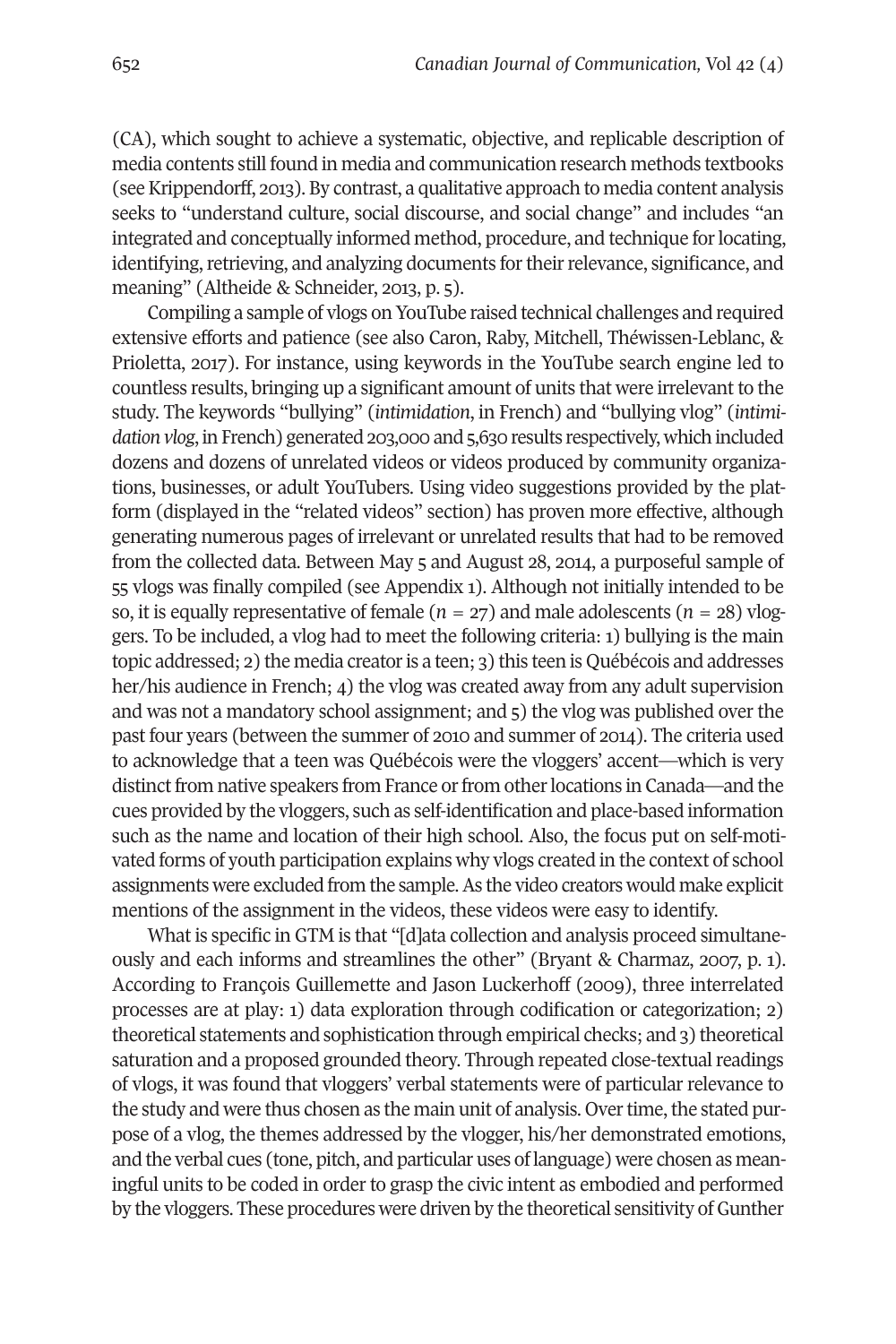(CA), which sought to achieve a systematic, objective, and replicable description of media contents still found in media and communication research methods textbooks (see Krippendorff, 2013). By contrast, a qualitative approach to media content analysis seeks to "understand culture, social discourse, and social change" and includes "an integrated and conceptually informed method, procedure, and technique for locating, identifying, retrieving, and analyzing documents for their relevance, significance, and meaning" (Altheide & Schneider, 2013, p. 5).

Compiling a sample of vlogs on YouTube raised technical challenges and required extensive efforts and patience (see also Caron, Raby, Mitchell, Théwissen-Leblanc, & Prioletta, 2017). For instance, using keywords in the YouTube search engine led to countless results, bringing up a significant amount of units that were irrelevant to the study. The keywords "bullying" (*intimidation*, in French) and "bullying vlog" (*intimidation vlog*, in French) generated 203,000 and 5,630 results respectively, which included dozens and dozens of unrelated videos or videos produced by community organizations, businesses, or adult YouTubers. Using video suggestions provided by the platform (displayed in the "related videos" section) has proven more effective, although generating numerous pages of irrelevant or unrelated results that had to be removed from the collected data. Between May 5 and August 28, 2014, a purposeful sample of 55 vlogs was finally compiled (see Appendix 1). Although not initially intended to be so, it is equally representative of female ($n$ = 27) and male adolescents ($n$ = 28) vloggers. To be included, a vlog had to meet the following criteria: 1) bullying is the main topic addressed; 2) the media creator is a teen; 3) this teen is Québécois and addresses her/his audience in French; 4) the vlog was created away from any adult supervision and was not a mandatory school assignment; and 5) the vlog was published over the past four years (between the summer of 2010 and summer of 2014). The criteria used to acknowledge that a teen was Québécois were the vloggers' accent—which is very distinct from native speakers from France or from other locations in Canada—and the cues provided by the vloggers, such as self-identification and place-based information such as the name and location of their high school. Also, the focus put on self-motivated forms of youth participation explains why vlogs created in the context of school assignments were excluded from the sample. As the video creators would make explicit mentions of the assignment in the videos, these videos were easy to identify.

What is specific in GTM is that "[d]ata collection and analysis proceed simultaneously and each informs and streamlines the other" (Bryant & Charmaz, 2007, p. 1). According to François Guillemette and Jason Luckerhoff (2009), three interrelated processes are at play: 1) data exploration through codification or categorization; 2) theoretical statements and sophistication through empirical checks; and 3) theoretical saturation and a proposed grounded theory. Through repeated close-textual readings of vlogs, it was found that vloggers' verbal statements were of particular relevance to the study and were thus chosen as the main unit of analysis. Over time, the stated purpose of a vlog, the themes addressed by the vlogger, his/her demonstrated emotions, and the verbal cues (tone, pitch, and particular uses of language) were chosen as meaningful units to be coded in order to grasp the civic intent as embodied and performed by the vloggers. These procedures were driven by the theoretical sensitivity of Gunther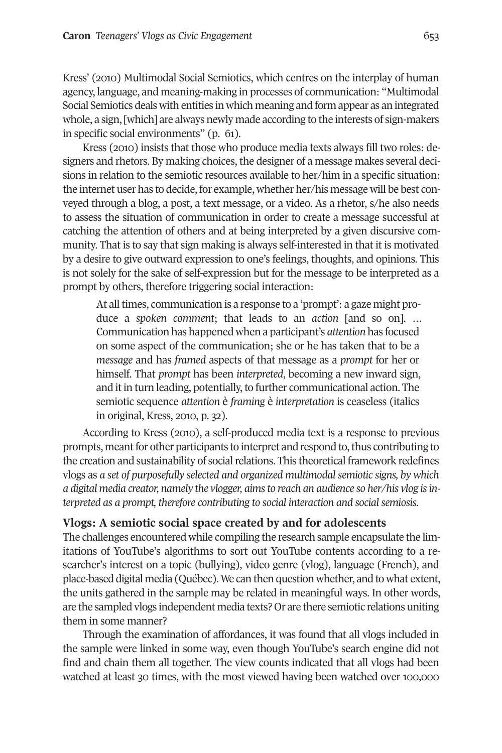Kress' (2010) Multimodal Social Semiotics, which centres on the interplay of human agency, language, and meaning-making in processes of communication: "Multimodal Social Semiotics deals with entities in which meaning and form appear as an integrated whole, a sign, [which] are always newly made according to the interests of sign-makers in specific social environments" (p. 61).

Kress (2010) insists that those who produce media texts always fill two roles: designers and rhetors. By making choices, the designer of a message makes several decisions in relation to the semiotic resources available to her/him in a specific situation: the internet user has to decide, for example, whether her/his message will be best conveyed through a blog, a post, a text message, or a video. As a rhetor, s/he also needs to assess the situation of communication in order to create a message successful at catching the attention of others and at being interpreted by a given discursive community. That is to say that sign making is always self-interested in that it is motivated by a desire to give outward expression to one's feelings, thoughts, and opinions. This is not solely for the sake of self-expression but for the message to be interpreted as a prompt by others, therefore triggering social interaction:

> At all times, communication is a response to a 'prompt': a gaze might produce a *spoken comment*; that leads to an *action* [and so on]. … Communication has happened when a participant's *attention* has focused on some aspect of the communication; she or he has taken that to be a *message* and has *framed* aspects of that message as a *prompt* for her or himself. That *prompt* has been *interpreted*, becoming a new inward sign, and it in turn leading, potentially, to further communicational action. The semiotic sequence *attention* è *framing* è *interpretation* is ceaseless (italics in original, Kress, 2010, p. 32).

According to Kress (2010), a self-produced media text is a response to previous prompts, meant for other participants to interpret and respond to, thus contributing to the creation and sustainability of social relations. This theoretical framework redefines vlogs as *a set of purposefully selected and organized multimodal semiotic signs, by which a digital media creator, namely the vlogger, aims to reach an audience so her/his vlog is interpreted as a prompt, therefore contributing to social interaction and social semiosis.*

## Vlogs: A semiotic social space created by and for adolescents

The challenges encountered while compiling the research sample encapsulate the limitations of YouTube's algorithms to sort out YouTube contents according to a researcher's interest on a topic (bullying), video genre (vlog), language (French), and place-based digital media (Québec). We can then question whether, and to what extent, the units gathered in the sample may be related in meaningful ways. In other words, are the sampled vlogs independent media texts? Or are there semiotic relations uniting them in some manner?

Through the examination of affordances, it was found that all vlogs included in the sample were linked in some way, even though YouTube's search engine did not find and chain them all together. The view counts indicated that all vlogs had been watched at least 30 times, with the most viewed having been watched over 100,000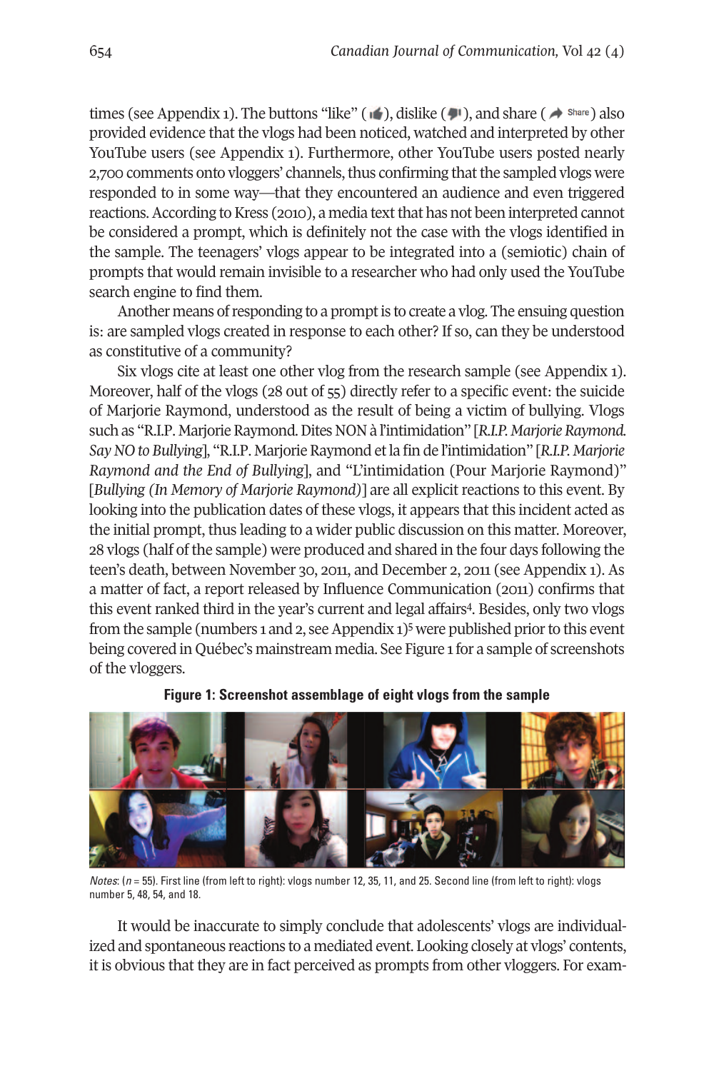times (see Appendix 1). The buttons "like" (👍), dislike (👎), and share (➦ Share) also provided evidence that the vlogs had been noticed, watched and interpreted by other YouTube users (see Appendix 1). Furthermore, other YouTube users posted nearly 2,700 comments onto vloggers' channels, thus confirming that the sampled vlogs were responded to in some way—that they encountered an audience and even triggered reactions. According to Kress (2010), a media text that has not been interpreted cannot be considered a prompt, which is definitely not the case with the vlogs identified in the sample. The teenagers' vlogs appear to be integrated into a (semiotic) chain of prompts that would remain invisible to a researcher who had only used the YouTube search engine to find them.

Another means of responding to a prompt is to create a vlog. The ensuing question is: are sampled vlogs created in response to each other? If so, can they be understood as constitutive of a community?

Six vlogs cite at least one other vlog from the research sample (see Appendix 1). Moreover, half of the vlogs (28 out of 55) directly refer to a specific event: the suicide of Marjorie Raymond, understood as the result of being a victim of bullying. Vlogs such as "R.I.P. Marjorie Raymond. Dites NON à l'intimidation" [*R.I.P. Marjorie Raymond. Say NO to Bullying*], "R.I.P. Marjorie Raymond et la fin de l'intimidation" [*R.I.P. Marjorie Raymond and the End of Bullying*], and "L'intimidation (Pour Marjorie Raymond)" [*Bullying (In Memory of Marjorie Raymond)*] are all explicit reactions to this event. By looking into the publication dates of these vlogs, it appears that this incident acted as the initial prompt, thus leading to a wider public discussion on this matter. Moreover, 28 vlogs (half of the sample) were produced and shared in the four days following the teen's death, between November 30, 2011, and December 2, 2011 (see Appendix 1). As a matter of fact, a report released by Influence Communication (2011) confirms that this event ranked third in the year's current and legal affairs[4]. Besides, only two vlogs from the sample (numbers 1 and 2, see Appendix 1)[5] were published prior to this event being covered in Québec's mainstream media. See Figure 1 for a sample of screenshots of the vloggers.

**Figure 1: Screenshot assemblage of eight vlogs from the sample**

*Notes*: ($n$ = 55). First line (from left to right): vlogs number 12, 35, 11, and 25. Second line (from left to right): vlogs number 5, 48, 54, and 18.

It would be inaccurate to simply conclude that adolescents' vlogs are individualized and spontaneous reactions to a mediated event. Looking closely at vlogs' contents, it is obvious that they are in fact perceived as prompts from other vloggers. For exam-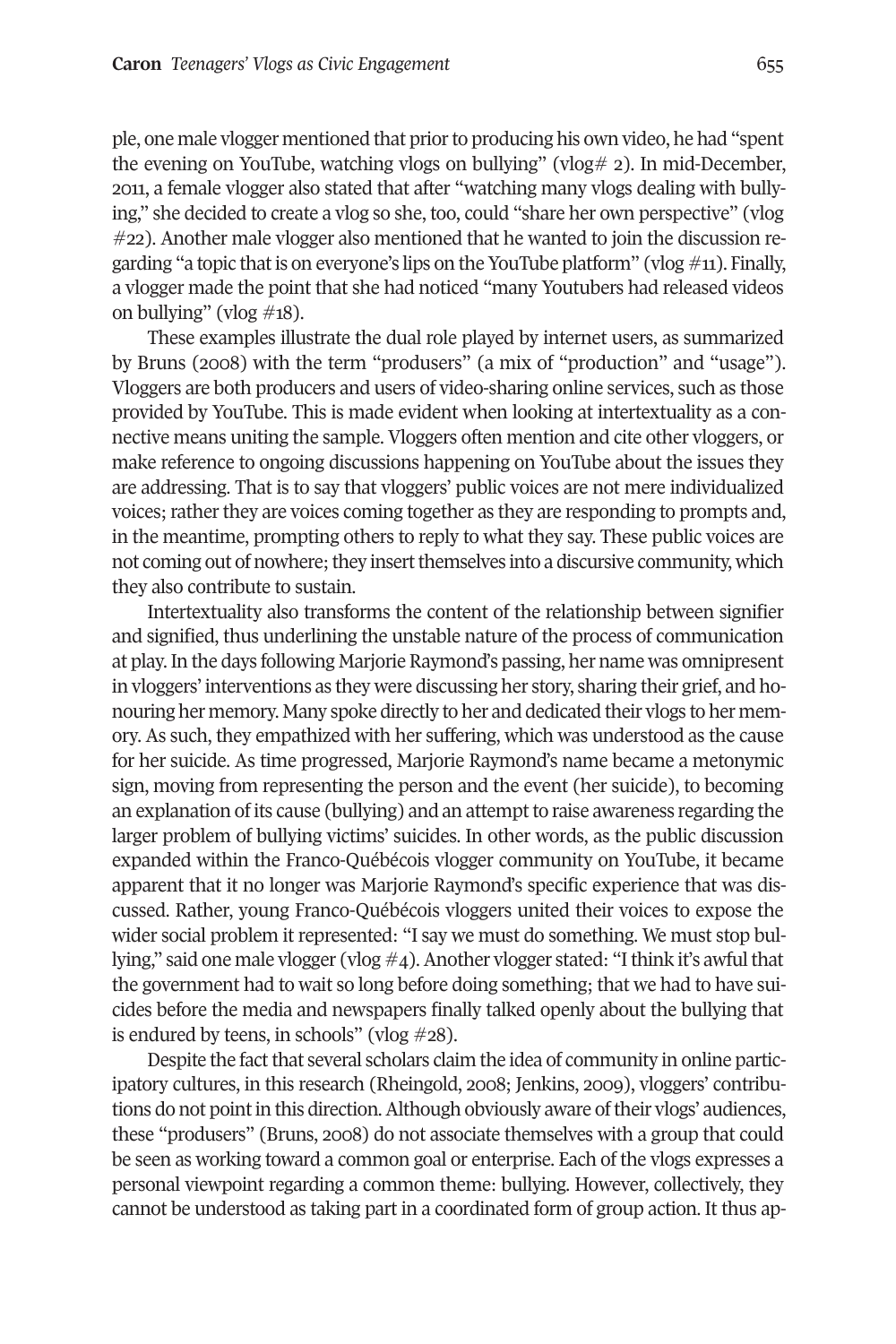ple, one male vlogger mentioned that prior to producing his own video, he had "spent the evening on YouTube, watching vlogs on bullying" (vlog# 2). In mid-December, 2011, a female vlogger also stated that after "watching many vlogs dealing with bullying," she decided to create a vlog so she, too, could "share her own perspective" (vlog #22). Another male vlogger also mentioned that he wanted to join the discussion regarding "a topic that is on everyone's lips on the YouTube platform" (vlog #11). Finally, a vlogger made the point that she had noticed "many Youtubers had released videos on bullying" (vlog #18).

These examples illustrate the dual role played by internet users, as summarized by Bruns (2008) with the term "produsers" (a mix of "production" and "usage"). Vloggers are both producers and users of video-sharing online services, such as those provided by YouTube. This is made evident when looking at intertextuality as a connective means uniting the sample. Vloggers often mention and cite other vloggers, or make reference to ongoing discussions happening on YouTube about the issues they are addressing. That is to say that vloggers' public voices are not mere individualized voices; rather they are voices coming together as they are responding to prompts and, in the meantime, prompting others to reply to what they say. These public voices are not coming out of nowhere; they insert themselves into a discursive community, which they also contribute to sustain.

Intertextuality also transforms the content of the relationship between signifier and signified, thus underlining the unstable nature of the process of communication at play. In the days following Marjorie Raymond's passing, her name was omnipresent in vloggers' interventions as they were discussing her story, sharing their grief, and honouring her memory. Many spoke directly to her and dedicated their vlogs to her memory. As such, they empathized with her suffering, which was understood as the cause for her suicide. As time progressed, Marjorie Raymond's name became a metonymic sign, moving from representing the person and the event (her suicide), to becoming an explanation of its cause (bullying) and an attempt to raise awareness regarding the larger problem of bullying victims' suicides. In other words, as the public discussion expanded within the Franco-Québécois vlogger community on YouTube, it became apparent that it no longer was Marjorie Raymond's specific experience that was discussed. Rather, young Franco-Québécois vloggers united their voices to expose the wider social problem it represented: "I say we must do something. We must stop bullying," said one male vlogger (vlog #4). Another vlogger stated: "I think it's awful that the government had to wait so long before doing something; that we had to have suicides before the media and newspapers finally talked openly about the bullying that is endured by teens, in schools" (vlog #28).

Despite the fact that several scholars claim the idea of community in online participatory cultures, in this research (Rheingold, 2008; Jenkins, 2009), vloggers' contributions do not point in this direction. Although obviously aware of their vlogs' audiences, these "produsers" (Bruns, 2008) do not associate themselves with a group that could be seen as working toward a common goal or enterprise. Each of the vlogs expresses a personal viewpoint regarding a common theme: bullying. However, collectively, they cannot be understood as taking part in a coordinated form of group action. It thus ap-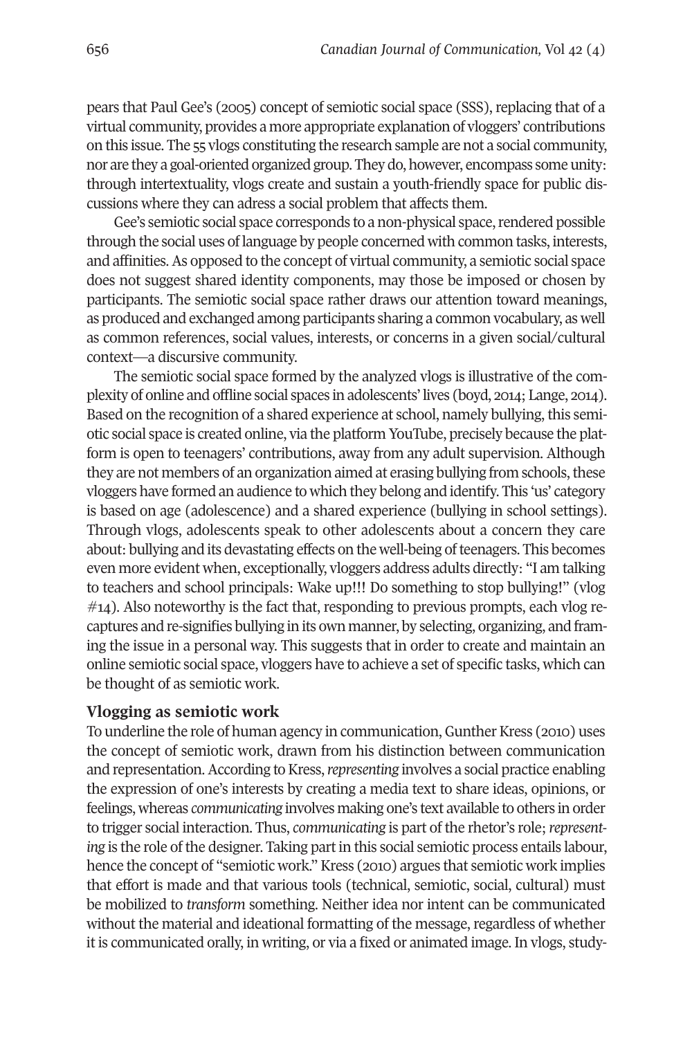pears that Paul Gee's (2005) concept of semiotic social space (SSS), replacing that of a virtual community, provides a more appropriate explanation of vloggers' contributions on this issue. The 55 vlogs constituting the research sample are not a social community, nor are they a goal-oriented organized group. They do, however, encompass some unity: through intertextuality, vlogs create and sustain a youth-friendly space for public discussions where they can adress a social problem that affects them.

Gee's semiotic social space corresponds to a non-physical space, rendered possible through the social uses of language by people concerned with common tasks, interests, and affinities. As opposed to the concept of virtual community, a semiotic social space does not suggest shared identity components, may those be imposed or chosen by participants. The semiotic social space rather draws our attention toward meanings, as produced and exchanged among participants sharing a common vocabulary, as well as common references, social values, interests, or concerns in a given social/cultural context—a discursive community.

The semiotic social space formed by the analyzed vlogs is illustrative of the complexity of online and offline social spaces in adolescents' lives (boyd, 2014; Lange, 2014). Based on the recognition of a shared experience at school, namely bullying, this semiotic social space is created online, via the platform YouTube, precisely because the platform is open to teenagers' contributions, away from any adult supervision. Although they are not members of an organization aimed at erasing bullying from schools, these vloggers have formed an audience to which they belong and identify. This 'us' category is based on age (adolescence) and a shared experience (bullying in school settings). Through vlogs, adolescents speak to other adolescents about a concern they care about: bullying and its devastating effects on the well-being of teenagers. This becomes even more evident when, exceptionally, vloggers address adults directly: "I am talking to teachers and school principals: Wake up!!! Do something to stop bullying!" (vlog #14). Also noteworthy is the fact that, responding to previous prompts, each vlog recaptures and re-signifies bullying in its own manner, by selecting, organizing, and framing the issue in a personal way. This suggests that in order to create and maintain an online semiotic social space, vloggers have to achieve a set of specific tasks, which can be thought of as semiotic work.

## Vlogging as semiotic work

To underline the role of human agency in communication, Gunther Kress (2010) uses the concept of semiotic work, drawn from his distinction between communication and representation. According to Kress, *representing* involves a social practice enabling the expression of one's interests by creating a media text to share ideas, opinions, or feelings, whereas *communicating* involves making one's text available to others in order to trigger social interaction. Thus, *communicating* is part of the rhetor's role; *representing* is the role of the designer. Taking part in this social semiotic process entails labour, hence the concept of "semiotic work." Kress (2010) argues that semiotic work implies that effort is made and that various tools (technical, semiotic, social, cultural) must be mobilized to *transform* something. Neither idea nor intent can be communicated without the material and ideational formatting of the message, regardless of whether it is communicated orally, in writing, or via a fixed or animated image. In vlogs, study-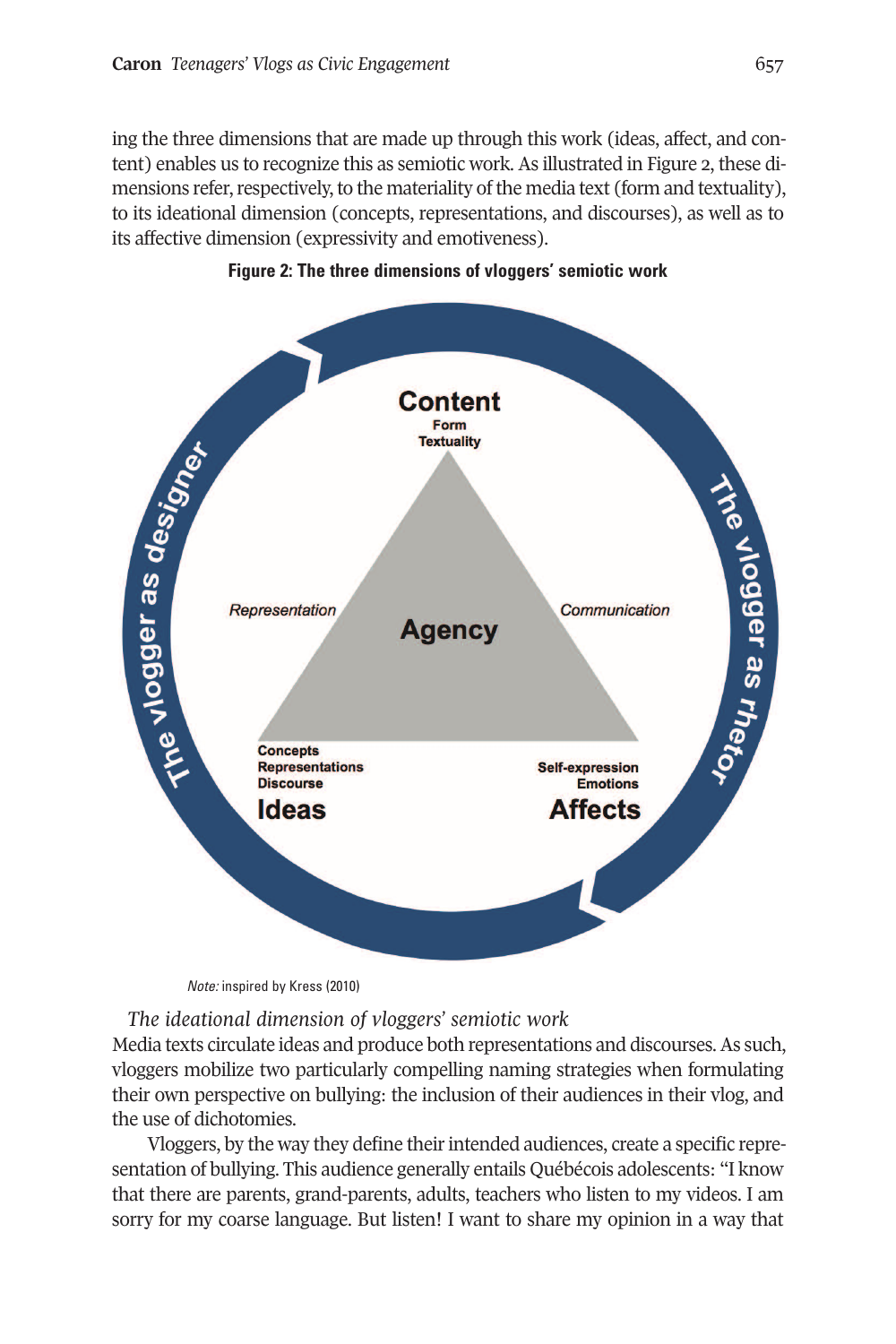ing the three dimensions that are made up through this work (ideas, affect, and content) enables us to recognize this as semiotic work. As illustrated in Figure 2, these dimensions refer, respectively, to the materiality of the media text (form and textuality), to its ideational dimension (concepts, representations, and discourses), as well as to its affective dimension (expressivity and emotiveness).

**Figure 2: The three dimensions of vloggers' semiotic work**

Content
Form
Textuality

Representation

Agency

Communication

Concepts
Representations
Discourse
Ideas

Self-expression
Emotions
Affects

The vlogger as designer

The vlogger as rhetor

*Note:* inspired by Kress (2010)

*The ideational dimension of vloggers' semiotic work*

Media texts circulate ideas and produce both representations and discourses. As such, vloggers mobilize two particularly compelling naming strategies when formulating their own perspective on bullying: the inclusion of their audiences in their vlog, and the use of dichotomies.

Vloggers, by the way they define their intended audiences, create a specific representation of bullying. This audience generally entails Québécois adolescents: "I know that there are parents, grand-parents, adults, teachers who listen to my videos. I am sorry for my coarse language. But listen! I want to share my opinion in a way that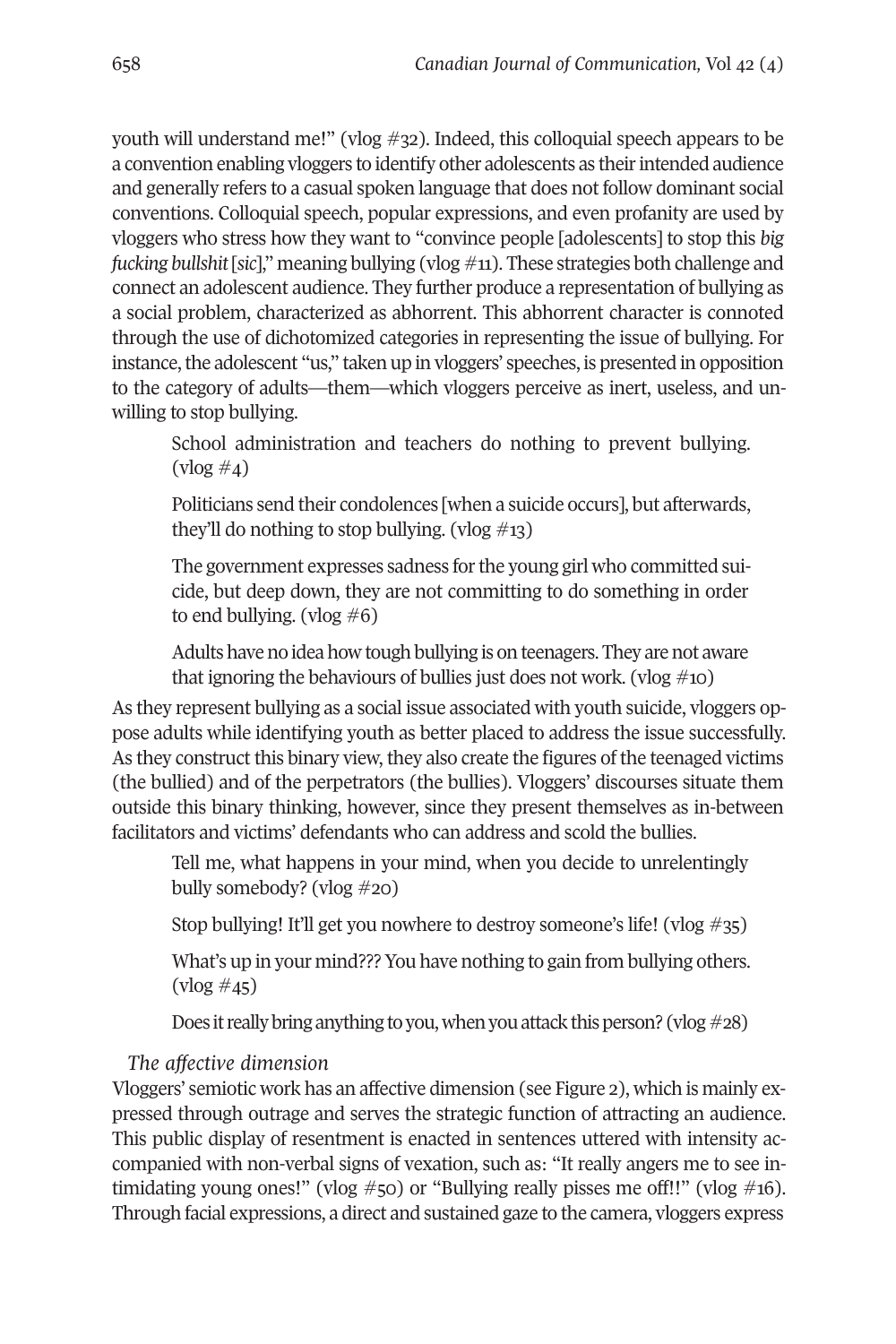youth will understand me!" (vlog #32). Indeed, this colloquial speech appears to be a convention enabling vloggers to identify other adolescents as their intended audience and generally refers to a casual spoken language that does not follow dominant social conventions. Colloquial speech, popular expressions, and even profanity are used by vloggers who stress how they want to "convince people [adolescents] to stop this *big fucking bullshit* [*sic*]," meaning bullying (vlog #11). These strategies both challenge and connect an adolescent audience. They further produce a representation of bullying as a social problem, characterized as abhorrent. This abhorrent character is connoted through the use of dichotomized categories in representing the issue of bullying. For instance, the adolescent "us," taken up in vloggers' speeches, is presented in opposition to the category of adults—them—which vloggers perceive as inert, useless, and unwilling to stop bullying.

> School administration and teachers do nothing to prevent bullying. (vlog #4)
>
> Politicians send their condolences [when a suicide occurs], but afterwards, they'll do nothing to stop bullying. (vlog #13)
>
> The government expresses sadness for the young girl who committed suicide, but deep down, they are not committing to do something in order to end bullying. (vlog #6)
>
> Adults have no idea how tough bullying is on teenagers. They are not aware that ignoring the behaviours of bullies just does not work. (vlog #10)

As they represent bullying as a social issue associated with youth suicide, vloggers oppose adults while identifying youth as better placed to address the issue successfully. As they construct this binary view, they also create the figures of the teenaged victims (the bullied) and of the perpetrators (the bullies). Vloggers' discourses situate them outside this binary thinking, however, since they present themselves as in-between facilitators and victims' defendants who can address and scold the bullies.

> Tell me, what happens in your mind, when you decide to unrelentingly bully somebody? (vlog #20)
>
> Stop bullying! It'll get you nowhere to destroy someone's life! (vlog #35)
>
> What's up in your mind??? You have nothing to gain from bullying others. (vlog #45)
>
> Does it really bring anything to you, when you attack this person? (vlog #28)

*The affective dimension*

Vloggers' semiotic work has an affective dimension (see Figure 2), which is mainly expressed through outrage and serves the strategic function of attracting an audience. This public display of resentment is enacted in sentences uttered with intensity accompanied with non-verbal signs of vexation, such as: "It really angers me to see intimidating young ones!" (vlog #50) or "Bullying really pisses me off!!" (vlog #16). Through facial expressions, a direct and sustained gaze to the camera, vloggers express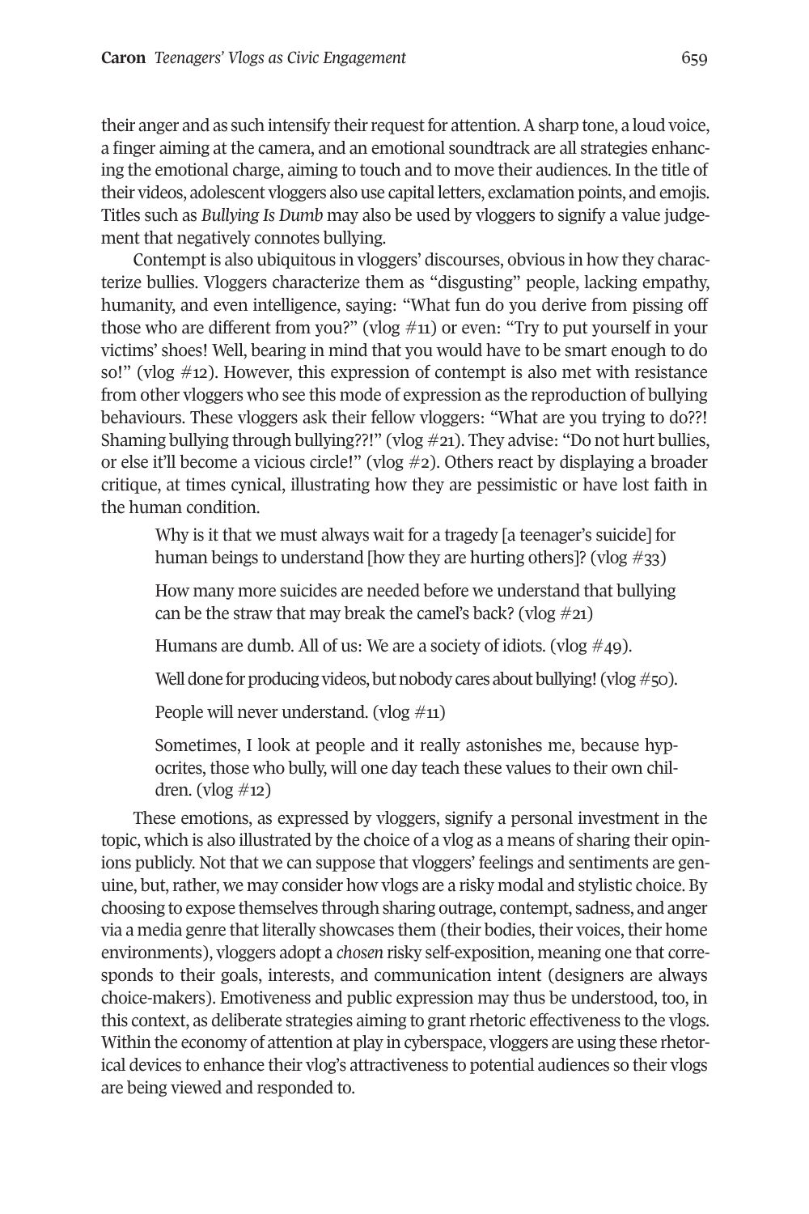their anger and as such intensify their request for attention. A sharp tone, a loud voice, a finger aiming at the camera, and an emotional soundtrack are all strategies enhancing the emotional charge, aiming to touch and to move their audiences. In the title of their videos, adolescent vloggers also use capital letters, exclamation points, and emojis. Titles such as *Bullying Is Dumb* may also be used by vloggers to signify a value judgement that negatively connotes bullying.

Contempt is also ubiquitous in vloggers' discourses, obvious in how they characterize bullies. Vloggers characterize them as "disgusting" people, lacking empathy, humanity, and even intelligence, saying: "What fun do you derive from pissing off those who are different from you?" (vlog #11) or even: "Try to put yourself in your victims' shoes! Well, bearing in mind that you would have to be smart enough to do so!" (vlog #12). However, this expression of contempt is also met with resistance from other vloggers who see this mode of expression as the reproduction of bullying behaviours. These vloggers ask their fellow vloggers: "What are you trying to do??! Shaming bullying through bullying??!" (vlog #21). They advise: "Do not hurt bullies, or else it'll become a vicious circle!" (vlog #2). Others react by displaying a broader critique, at times cynical, illustrating how they are pessimistic or have lost faith in the human condition.

> Why is it that we must always wait for a tragedy [a teenager's suicide] for human beings to understand [how they are hurting others]? (vlog #33)
>
> How many more suicides are needed before we understand that bullying can be the straw that may break the camel's back? (vlog #21)
>
> Humans are dumb. All of us: We are a society of idiots. (vlog #49).
>
> Well done for producing videos, but nobody cares about bullying! (vlog #50).
>
> People will never understand. (vlog #11)
>
> Sometimes, I look at people and it really astonishes me, because hypocrites, those who bully, will one day teach these values to their own children. (vlog #12)

These emotions, as expressed by vloggers, signify a personal investment in the topic, which is also illustrated by the choice of a vlog as a means of sharing their opinions publicly. Not that we can suppose that vloggers' feelings and sentiments are genuine, but, rather, we may consider how vlogs are a risky modal and stylistic choice. By choosing to expose themselves through sharing outrage, contempt, sadness, and anger via a media genre that literally showcases them (their bodies, their voices, their home environments), vloggers adopt a *chosen* risky self-exposition, meaning one that corresponds to their goals, interests, and communication intent (designers are always choice-makers). Emotiveness and public expression may thus be understood, too, in this context, as deliberate strategies aiming to grant rhetoric effectiveness to the vlogs. Within the economy of attention at play in cyberspace, vloggers are using these rhetorical devices to enhance their vlog's attractiveness to potential audiences so their vlogs are being viewed and responded to.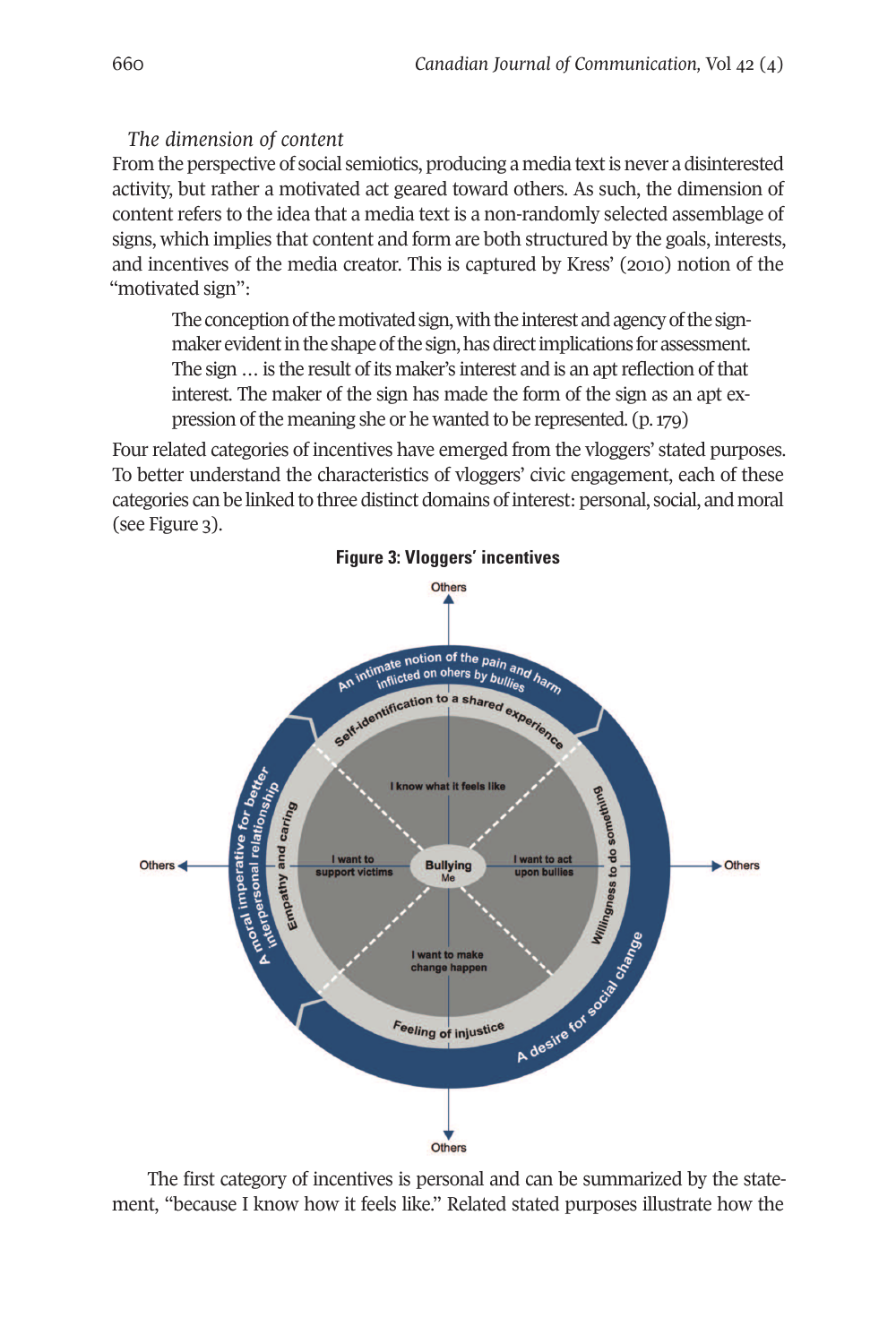*The dimension of content*

From the perspective of social semiotics, producing a media text is never a disinterested activity, but rather a motivated act geared toward others. As such, the dimension of content refers to the idea that a media text is a non-randomly selected assemblage of signs, which implies that content and form are both structured by the goals, interests, and incentives of the media creator. This is captured by Kress' (2010) notion of the "motivated sign":

> The conception of the motivated sign, with the interest and agency of the sign-maker evident in the shape of the sign, has direct implications for assessment. The sign … is the result of its maker's interest and is an apt reflection of that interest. The maker of the sign has made the form of the sign as an apt expression of the meaning she or he wanted to be represented. (p. 179)

Four related categories of incentives have emerged from the vloggers' stated purposes. To better understand the characteristics of vloggers' civic engagement, each of these categories can be linked to three distinct domains of interest: personal, social, and moral (see Figure 3).

**Figure 3: Vloggers' incentives**

Others

An intimate notion of the pain and harm inflicted on others by bullies

Self-identification to a shared experience

I know what it feels like

A moral imperative for better interpersonal relationship

Empathy and caring

I want to support victims

Bullying
Me

I want to act upon bullies

Willingness to do something

I want to make change happen

Feeling of injustice

A desire for social change

Others

The first category of incentives is personal and can be summarized by the statement, "because I know how it feels like." Related stated purposes illustrate how the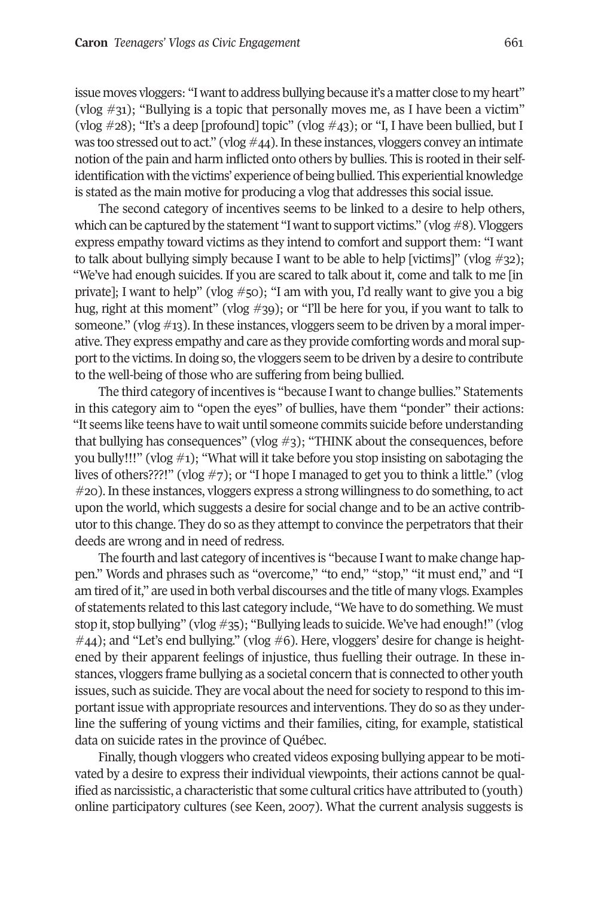issue moves vloggers: "I want to address bullying because it's a matter close to my heart" (vlog #31); "Bullying is a topic that personally moves me, as I have been a victim" (vlog #28); "It's a deep [profound] topic" (vlog #43); or "I, I have been bullied, but I was too stressed out to act." (vlog #44). In these instances, vloggers convey an intimate notion of the pain and harm inflicted onto others by bullies. This is rooted in their self-identification with the victims' experience of being bullied. This experiential knowledge is stated as the main motive for producing a vlog that addresses this social issue.

The second category of incentives seems to be linked to a desire to help others, which can be captured by the statement "I want to support victims." (vlog #8). Vloggers express empathy toward victims as they intend to comfort and support them: "I want to talk about bullying simply because I want to be able to help [victims]" (vlog #32); "We've had enough suicides. If you are scared to talk about it, come and talk to me [in private]; I want to help" (vlog #50); "I am with you, I'd really want to give you a big hug, right at this moment" (vlog #39); or "I'll be here for you, if you want to talk to someone." (vlog #13). In these instances, vloggers seem to be driven by a moral imperative. They express empathy and care as they provide comforting words and moral support to the victims. In doing so, the vloggers seem to be driven by a desire to contribute to the well-being of those who are suffering from being bullied.

The third category of incentives is "because I want to change bullies." Statements in this category aim to "open the eyes" of bullies, have them "ponder" their actions: "It seems like teens have to wait until someone commits suicide before understanding that bullying has consequences" (vlog #3); "THINK about the consequences, before you bully!!!" (vlog #1); "What will it take before you stop insisting on sabotaging the lives of others???!" (vlog #7); or "I hope I managed to get you to think a little." (vlog #20). In these instances, vloggers express a strong willingness to do something, to act upon the world, which suggests a desire for social change and to be an active contributor to this change. They do so as they attempt to convince the perpetrators that their deeds are wrong and in need of redress.

The fourth and last category of incentives is "because I want to make change happen." Words and phrases such as "overcome," "to end," "stop," "it must end," and "I am tired of it," are used in both verbal discourses and the title of many vlogs. Examples of statements related to this last category include, "We have to do something. We must stop it, stop bullying" (vlog #35); "Bullying leads to suicide. We've had enough!" (vlog #44); and "Let's end bullying." (vlog #6). Here, vloggers' desire for change is heightened by their apparent feelings of injustice, thus fuelling their outrage. In these instances, vloggers frame bullying as a societal concern that is connected to other youth issues, such as suicide. They are vocal about the need for society to respond to this important issue with appropriate resources and interventions. They do so as they underline the suffering of young victims and their families, citing, for example, statistical data on suicide rates in the province of Québec.

Finally, though vloggers who created videos exposing bullying appear to be motivated by a desire to express their individual viewpoints, their actions cannot be qualified as narcissistic, a characteristic that some cultural critics have attributed to (youth) online participatory cultures (see Keen, 2007). What the current analysis suggests is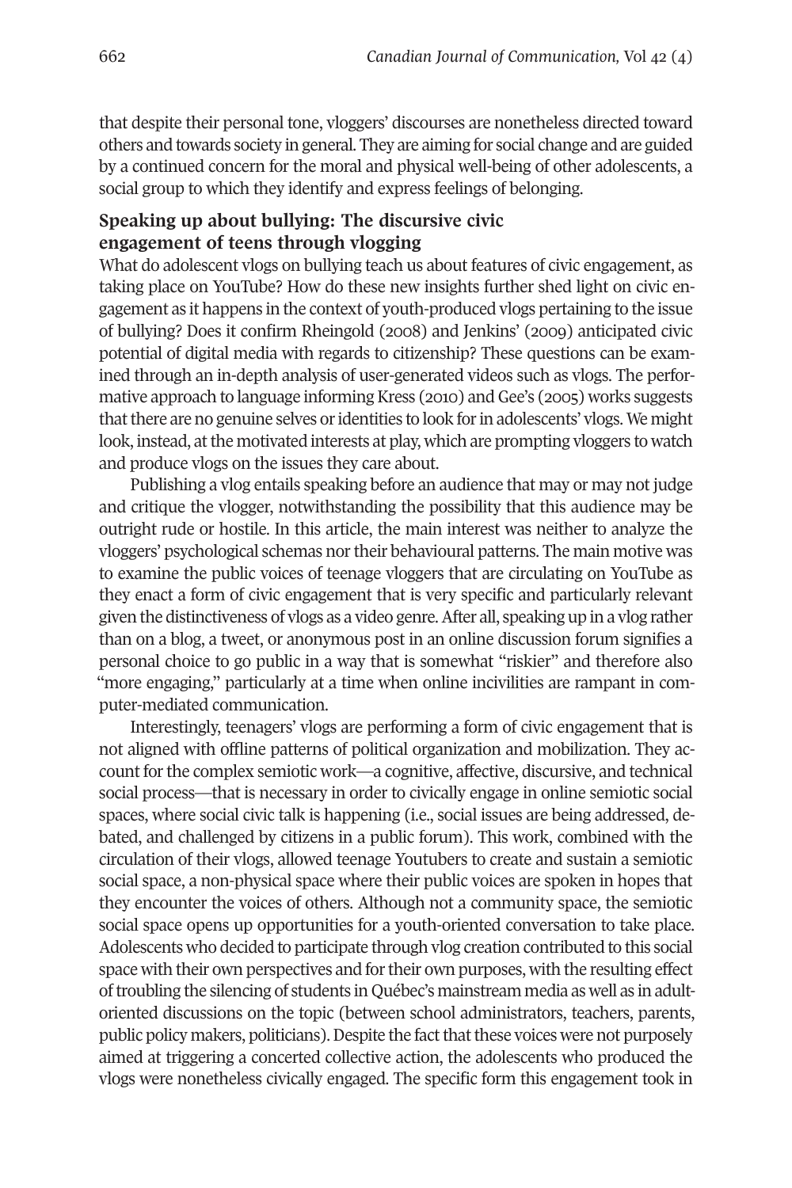that despite their personal tone, vloggers' discourses are nonetheless directed toward others and towards society in general. They are aiming for social change and are guided by a continued concern for the moral and physical well-being of other adolescents, a social group to which they identify and express feelings of belonging.

## Speaking up about bullying: The discursive civic engagement of teens through vlogging

What do adolescent vlogs on bullying teach us about features of civic engagement, as taking place on YouTube? How do these new insights further shed light on civic engagement as it happens in the context of youth-produced vlogs pertaining to the issue of bullying? Does it confirm Rheingold (2008) and Jenkins' (2009) anticipated civic potential of digital media with regards to citizenship? These questions can be examined through an in-depth analysis of user-generated videos such as vlogs. The performative approach to language informing Kress (2010) and Gee's (2005) works suggests that there are no genuine selves or identities to look for in adolescents' vlogs. We might look, instead, at the motivated interests at play, which are prompting vloggers to watch and produce vlogs on the issues they care about.

Publishing a vlog entails speaking before an audience that may or may not judge and critique the vlogger, notwithstanding the possibility that this audience may be outright rude or hostile. In this article, the main interest was neither to analyze the vloggers' psychological schemas nor their behavioural patterns. The main motive was to examine the public voices of teenage vloggers that are circulating on YouTube as they enact a form of civic engagement that is very specific and particularly relevant given the distinctiveness of vlogs as a video genre. After all, speaking up in a vlog rather than on a blog, a tweet, or anonymous post in an online discussion forum signifies a personal choice to go public in a way that is somewhat "riskier" and therefore also "more engaging," particularly at a time when online incivilities are rampant in computer-mediated communication.

Interestingly, teenagers' vlogs are performing a form of civic engagement that is not aligned with offline patterns of political organization and mobilization. They account for the complex semiotic work—a cognitive, affective, discursive, and technical social process—that is necessary in order to civically engage in online semiotic social spaces, where social civic talk is happening (i.e., social issues are being addressed, debated, and challenged by citizens in a public forum). This work, combined with the circulation of their vlogs, allowed teenage Youtubers to create and sustain a semiotic social space, a non-physical space where their public voices are spoken in hopes that they encounter the voices of others. Although not a community space, the semiotic social space opens up opportunities for a youth-oriented conversation to take place. Adolescents who decided to participate through vlog creation contributed to this social space with their own perspectives and for their own purposes, with the resulting effect of troubling the silencing of students in Québec's mainstream media as well as in adult-oriented discussions on the topic (between school administrators, teachers, parents, public policy makers, politicians). Despite the fact that these voices were not purposely aimed at triggering a concerted collective action, the adolescents who produced the vlogs were nonetheless civically engaged. The specific form this engagement took in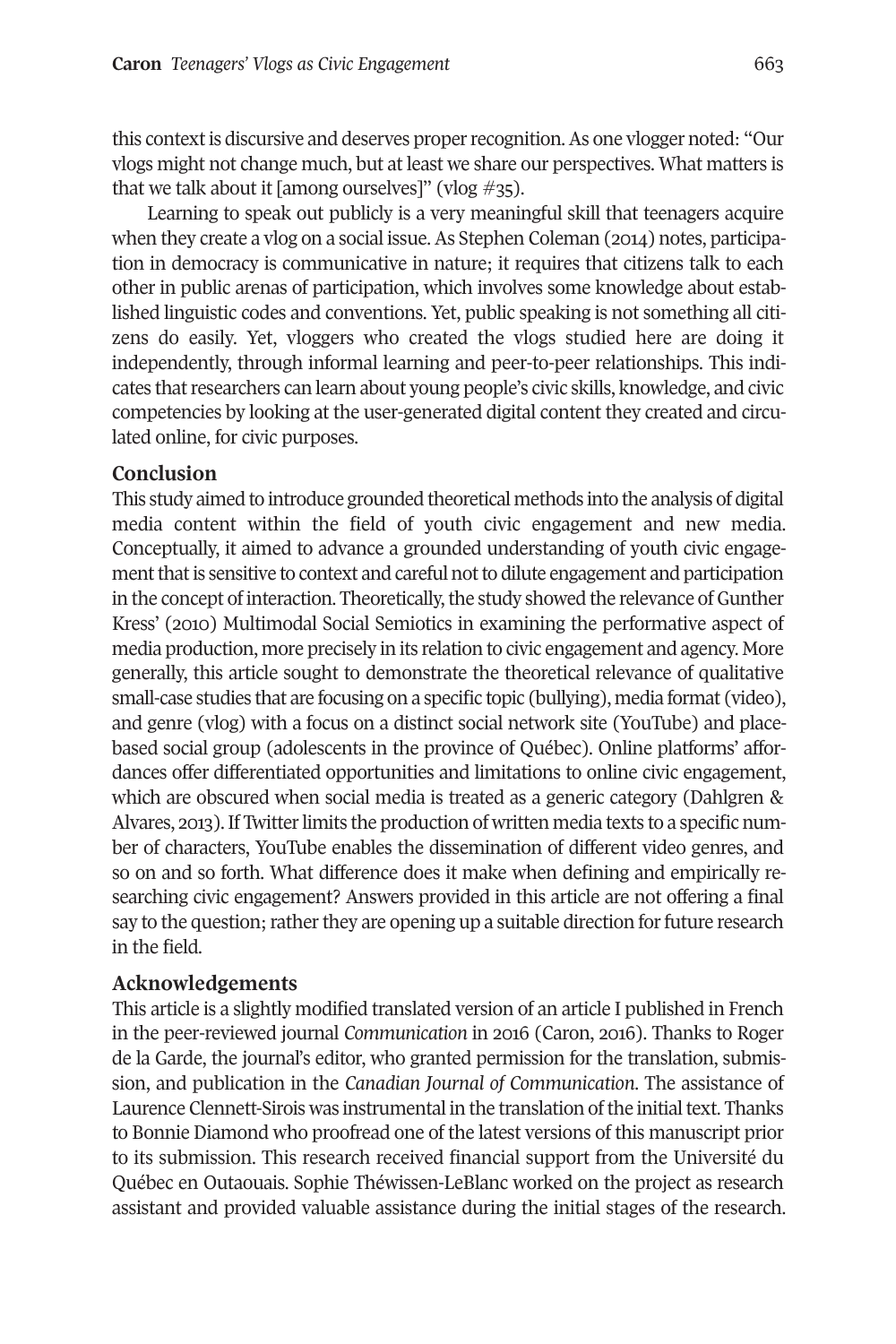this context is discursive and deserves proper recognition. As one vlogger noted: "Our vlogs might not change much, but at least we share our perspectives. What matters is that we talk about it [among ourselves]" (vlog #35).

Learning to speak out publicly is a very meaningful skill that teenagers acquire when they create a vlog on a social issue. As Stephen Coleman (2014) notes, participation in democracy is communicative in nature; it requires that citizens talk to each other in public arenas of participation, which involves some knowledge about established linguistic codes and conventions. Yet, public speaking is not something all citizens do easily. Yet, vloggers who created the vlogs studied here are doing it independently, through informal learning and peer-to-peer relationships. This indicates that researchers can learn about young people's civic skills, knowledge, and civic competencies by looking at the user-generated digital content they created and circulated online, for civic purposes.

## Conclusion

This study aimed to introduce grounded theoretical methods into the analysis of digital media content within the field of youth civic engagement and new media. Conceptually, it aimed to advance a grounded understanding of youth civic engagement that is sensitive to context and careful not to dilute engagement and participation in the concept of interaction. Theoretically, the study showed the relevance of Gunther Kress' (2010) Multimodal Social Semiotics in examining the performative aspect of media production, more precisely in its relation to civic engagement and agency. More generally, this article sought to demonstrate the theoretical relevance of qualitative small-case studies that are focusing on a specific topic (bullying), media format (video), and genre (vlog) with a focus on a distinct social network site (YouTube) and place-based social group (adolescents in the province of Québec). Online platforms' affordances offer differentiated opportunities and limitations to online civic engagement, which are obscured when social media is treated as a generic category (Dahlgren & Alvares, 2013). If Twitter limits the production of written media texts to a specific number of characters, YouTube enables the dissemination of different video genres, and so on and so forth. What difference does it make when defining and empirically researching civic engagement? Answers provided in this article are not offering a final say to the question; rather they are opening up a suitable direction for future research in the field.

## Acknowledgements

This article is a slightly modified translated version of an article I published in French in the peer-reviewed journal *Communication* in 2016 (Caron, 2016). Thanks to Roger de la Garde, the journal's editor, who granted permission for the translation, submission, and publication in the *Canadian Journal of Communication*. The assistance of Laurence Clennett-Sirois was instrumental in the translation of the initial text. Thanks to Bonnie Diamond who proofread one of the latest versions of this manuscript prior to its submission. This research received financial support from the Université du Québec en Outaouais. Sophie Théwissen-LeBlanc worked on the project as research assistant and provided valuable assistance during the initial stages of the research.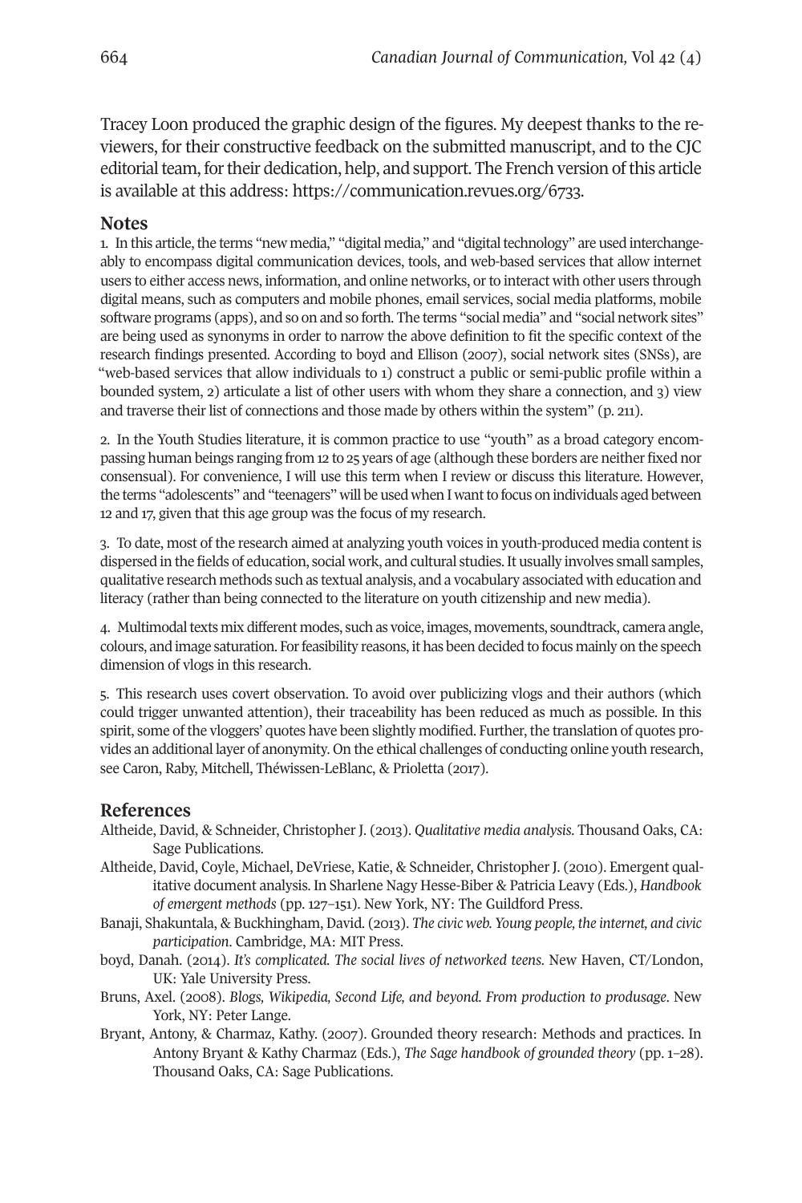Tracey Loon produced the graphic design of the figures. My deepest thanks to the reviewers, for their constructive feedback on the submitted manuscript, and to the CJC editorial team, for their dedication, help, and support. The French version of this article is available at this address: https://communication.revues.org/6733.

## Notes

1. In this article, the terms "new media," "digital media," and "digital technology" are used interchangeably to encompass digital communication devices, tools, and web-based services that allow internet users to either access news, information, and online networks, or to interact with other users through digital means, such as computers and mobile phones, email services, social media platforms, mobile software programs (apps), and so on and so forth. The terms "social media" and "social network sites" are being used as synonyms in order to narrow the above definition to fit the specific context of the research findings presented. According to boyd and Ellison (2007), social network sites (SNSs), are "web-based services that allow individuals to 1) construct a public or semi-public profile within a bounded system, 2) articulate a list of other users with whom they share a connection, and 3) view and traverse their list of connections and those made by others within the system" (p. 211).

2. In the Youth Studies literature, it is common practice to use "youth" as a broad category encompassing human beings ranging from 12 to 25 years of age (although these borders are neither fixed nor consensual). For convenience, I will use this term when I review or discuss this literature. However, the terms "adolescents" and "teenagers" will be used when I want to focus on individuals aged between 12 and 17, given that this age group was the focus of my research.

3. To date, most of the research aimed at analyzing youth voices in youth-produced media content is dispersed in the fields of education, social work, and cultural studies. It usually involves small samples, qualitative research methods such as textual analysis, and a vocabulary associated with education and literacy (rather than being connected to the literature on youth citizenship and new media).

4. Multimodal texts mix different modes, such as voice, images, movements, soundtrack, camera angle, colours, and image saturation. For feasibility reasons, it has been decided to focus mainly on the speech dimension of vlogs in this research.

5. This research uses covert observation. To avoid over publicizing vlogs and their authors (which could trigger unwanted attention), their traceability has been reduced as much as possible. In this spirit, some of the vloggers' quotes have been slightly modified. Further, the translation of quotes provides an additional layer of anonymity. On the ethical challenges of conducting online youth research, see Caron, Raby, Mitchell, Théwissen-LeBlanc, & Prioletta (2017).

## References

Altheide, David, & Schneider, Christopher J. (2013). *Qualitative media analysis.* Thousand Oaks, CA: Sage Publications.

Altheide, David, Coyle, Michael, DeVriese, Katie, & Schneider, Christopher J. (2010). Emergent qualitative document analysis. In Sharlene Nagy Hesse-Biber & Patricia Leavy (Eds.), *Handbook of emergent methods* (pp. 127–151). New York, NY: The Guildford Press.

Banaji, Shakuntala, & Buckhingham, David. (2013). *The civic web. Young people, the internet, and civic participation*. Cambridge, MA: MIT Press.

boyd, Danah. (2014). *It's complicated. The social lives of networked teens.* New Haven, CT/London, UK: Yale University Press.

Bruns, Axel. (2008). *Blogs, Wikipedia, Second Life, and beyond. From production to produsage*. New York, NY: Peter Lange.

Bryant, Antony, & Charmaz, Kathy. (2007). Grounded theory research: Methods and practices. In Antony Bryant & Kathy Charmaz (Eds.), *The Sage handbook of grounded theory* (pp. 1–28). Thousand Oaks, CA: Sage Publications.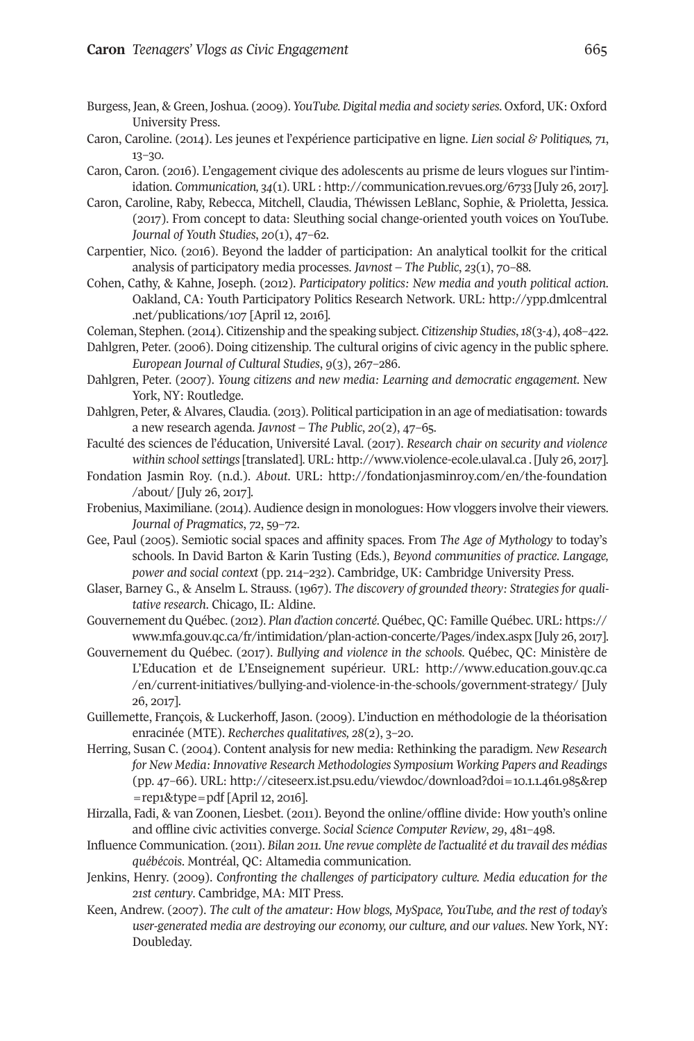Burgess, Jean, & Green, Joshua. (2009). *YouTube. Digital media and society series*. Oxford, UK: Oxford University Press.

Caron, Caroline. (2014). Les jeunes et l'expérience participative en ligne. *Lien social & Politiques, 71*, 13–30.

Caron, Caron. (2016). L'engagement civique des adolescents au prisme de leurs vlogues sur l'intimidation. *Communication, 34*(1). URL : http://communication.revues.org/6733 [July 26, 2017].

Caron, Caroline, Raby, Rebecca, Mitchell, Claudia, Théwissen LeBlanc, Sophie, & Prioletta, Jessica. (2017). From concept to data: Sleuthing social change-oriented youth voices on YouTube. *Journal of Youth Studies*, *20*(1), 47–62.

Carpentier, Nico. (2016). Beyond the ladder of participation: An analytical toolkit for the critical analysis of participatory media processes. *Javnost – The Public*, *23*(1), 70–88.

Cohen, Cathy, & Kahne, Joseph. (2012). *Participatory politics: New media and youth political action*. Oakland, CA: Youth Participatory Politics Research Network. URL: http://ypp.dmlcentral.net/publications/107 [April 12, 2016].

Coleman, Stephen. (2014). Citizenship and the speaking subject. *Citizenship Studies*, *18*(3-4), 408–422.

Dahlgren, Peter. (2006). Doing citizenship. The cultural origins of civic agency in the public sphere. *European Journal of Cultural Studies*, *9*(3), 267–286.

Dahlgren, Peter. (2007). *Young citizens and new media: Learning and democratic engagement*. New York, NY: Routledge.

Dahlgren, Peter, & Alvares, Claudia. (2013). Political participation in an age of mediatisation: towards a new research agenda. *Javnost – The Public*, *20*(2), 47–65.

Faculté des sciences de l'éducation, Université Laval. (2017). *Research chair on security and violence within school settings* [translated]. URL: http://www.violence-ecole.ulaval.ca . [July 26, 2017].

Fondation Jasmin Roy. (n.d.). *About*. URL: http://fondationjasminroy.com/en/the-foundation/about/ [July 26, 2017].

Frobenius, Maximiliane. (2014). Audience design in monologues: How vloggers involve their viewers. *Journal of Pragmatics*, *72*, 59–72.

Gee, Paul (2005). Semiotic social spaces and affinity spaces. From *The Age of Mythology* to today's schools. In David Barton & Karin Tusting (Eds.), *Beyond communities of practice. Langage, power and social context* (pp. 214–232). Cambridge, UK: Cambridge University Press.

Glaser, Barney G., & Anselm L. Strauss. (1967). *The discovery of grounded theory: Strategies for qualitative research*. Chicago, IL: Aldine.

Gouvernement du Québec. (2012). *Plan d'action concerté*. Québec, QC: Famille Québec. URL: https://www.mfa.gouv.qc.ca/fr/intimidation/plan-action-concerte/Pages/index.aspx [July 26, 2017].

Gouvernement du Québec. (2017). *Bullying and violence in the schools*. Québec, QC: Ministère de L'Education et de L'Enseignement supérieur. URL: http://www.education.gouv.qc.ca/en/current-initiatives/bullying-and-violence-in-the-schools/government-strategy/ [July 26, 2017].

Guillemette, François, & Luckerhoff, Jason. (2009). L'induction en méthodologie de la théorisation enracinée (MTE). *Recherches qualitatives, 28*(2), 3–20.

Herring, Susan C. (2004). Content analysis for new media: Rethinking the paradigm. *New Research for New Media: Innovative Research Methodologies Symposium Working Papers and Readings* (pp. 47–66). URL: http://citeseerx.ist.psu.edu/viewdoc/download?doi=10.1.1.461.985&rep=rep1&type=pdf [April 12, 2016].

Hirzalla, Fadi, & van Zoonen, Liesbet. (2011). Beyond the online/offline divide: How youth's online and offline civic activities converge. *Social Science Computer Review*, *29*, 481–498.

Influence Communication. (2011). *Bilan 2011. Une revue complète de l'actualité et du travail des médias québécois*. Montréal, QC: Altamedia communication.

Jenkins, Henry. (2009). *Confronting the challenges of participatory culture. Media education for the 21st century*. Cambridge, MA: MIT Press.

Keen, Andrew. (2007). *The cult of the amateur: How blogs, MySpace, YouTube, and the rest of today's user-generated media are destroying our economy, our culture, and our values*. New York, NY: Doubleday.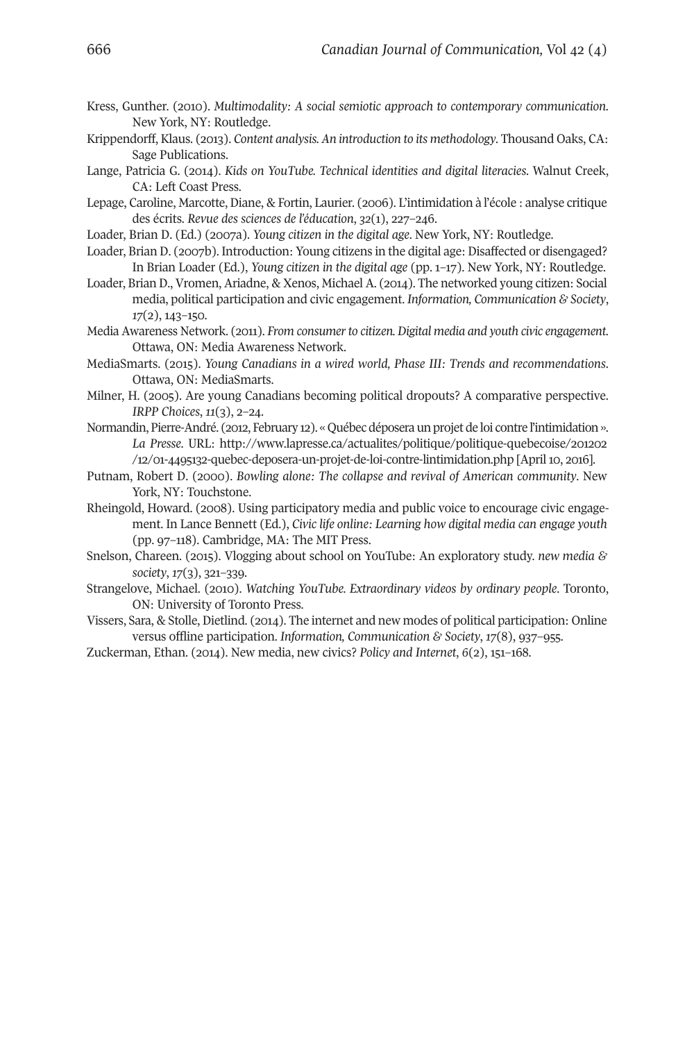Kress, Gunther. (2010). *Multimodality: A social semiotic approach to contemporary communication*. New York, NY: Routledge.

Krippendorff, Klaus. (2013). *Content analysis. An introduction to its methodology*. Thousand Oaks, CA: Sage Publications.

Lange, Patricia G. (2014). *Kids on YouTube. Technical identities and digital literacies*. Walnut Creek, CA: Left Coast Press.

Lepage, Caroline, Marcotte, Diane, & Fortin, Laurier. (2006). L'intimidation à l'école : analyse critique des écrits. *Revue des sciences de l'éducation*, *32*(1), 227–246.

Loader, Brian D. (Ed.) (2007a). *Young citizen in the digital age*. New York, NY: Routledge.

Loader, Brian D. (2007b). Introduction: Young citizens in the digital age: Disaffected or disengaged? In Brian Loader (Ed.), *Young citizen in the digital age* (pp. 1–17). New York, NY: Routledge.

Loader, Brian D., Vromen, Ariadne, & Xenos, Michael A. (2014). The networked young citizen: Social media, political participation and civic engagement. *Information, Communication & Society*, *17*(2), 143–150.

Media Awareness Network. (2011). *From consumer to citizen. Digital media and youth civic engagement*. Ottawa, ON: Media Awareness Network.

MediaSmarts. (2015). *Young Canadians in a wired world, Phase III: Trends and recommendations*. Ottawa, ON: MediaSmarts.

Milner, H. (2005). Are young Canadians becoming political dropouts? A comparative perspective. *IRPP Choices*, *11*(3), 2–24.

Normandin, Pierre-André. (2012, February 12). « Québec déposera un projet de loi contre l'intimidation ». *La Presse*. URL: http://www.lapresse.ca/actualites/politique/politique-quebecoise/201202/12/01-4495132-quebec-deposera-un-projet-de-loi-contre-lintimidation.php [April 10, 2016].

Putnam, Robert D. (2000). *Bowling alone: The collapse and revival of American community*. New York, NY: Touchstone.

Rheingold, Howard. (2008). Using participatory media and public voice to encourage civic engagement. In Lance Bennett (Ed.), *Civic life online: Learning how digital media can engage youth* (pp. 97–118). Cambridge, MA: The MIT Press.

Snelson, Chareen. (2015). Vlogging about school on YouTube: An exploratory study. *new media & society*, *17*(3), 321–339.

Strangelove, Michael. (2010). *Watching YouTube. Extraordinary videos by ordinary people*. Toronto, ON: University of Toronto Press.

Vissers, Sara, & Stolle, Dietlind. (2014). The internet and new modes of political participation: Online versus offline participation. *Information, Communication & Society*, *17*(8), 937–955.

Zuckerman, Ethan. (2014). New media, new civics? *Policy and Internet*, *6*(2), 151–168.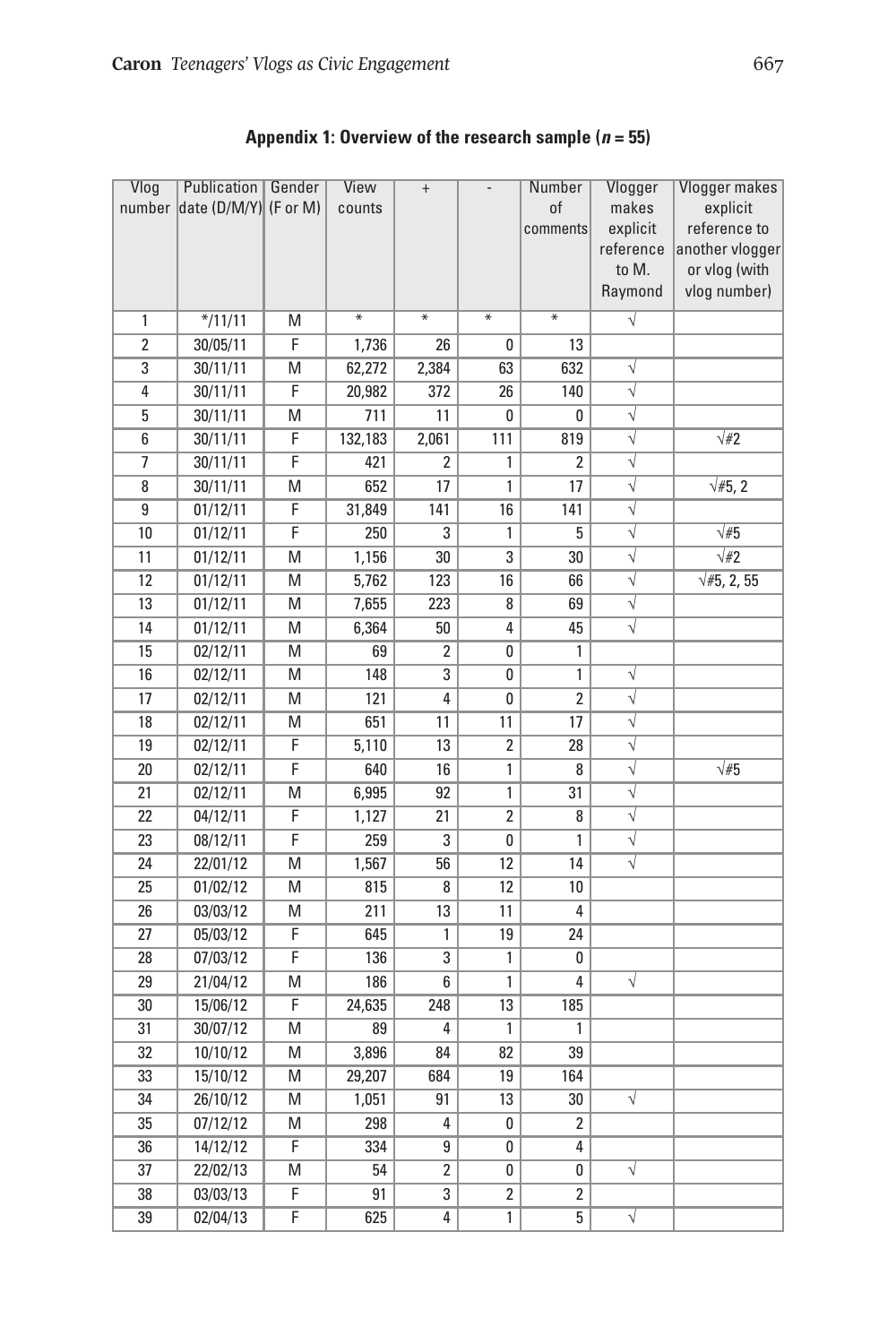**Appendix 1: Overview of the research sample ($n = 55$)**

| Vlog number | Publication date (D/M/Y) | Gender (F or M) | View counts | + | - | Number of comments | Vlogger makes explicit reference to M. Raymond | Vlogger makes explicit reference to another vlogger or vlog (with vlog number) |
|---|---|---|---|---|---|---|---|---|
| 1 | */11/11 | M | * | * | * | * | √ | |
| 2 | 30/05/11 | F | 1,736 | 26 | 0 | 13 | | |
| 3 | 30/11/11 | M | 62,272 | 2,384 | 63 | 632 | √ | |
| 4 | 30/11/11 | F | 20,982 | 372 | 26 | 140 | √ | |
| 5 | 30/11/11 | M | 711 | 11 | 0 | 0 | √ | |
| 6 | 30/11/11 | F | 132,183 | 2,061 | 111 | 819 | √ | √#2 |
| 7 | 30/11/11 | F | 421 | 2 | 1 | 2 | √ | |
| 8 | 30/11/11 | M | 652 | 17 | 1 | 17 | √ | √#5, 2 |
| 9 | 01/12/11 | F | 31,849 | 141 | 16 | 141 | √ | |
| 10 | 01/12/11 | F | 250 | 3 | 1 | 5 | √ | √#5 |
| 11 | 01/12/11 | M | 1,156 | 30 | 3 | 30 | √ | √#2 |
| 12 | 01/12/11 | M | 5,762 | 123 | 16 | 66 | √ | √#5, 2, 55 |
| 13 | 01/12/11 | M | 7,655 | 223 | 8 | 69 | √ | |
| 14 | 01/12/11 | M | 6,364 | 50 | 4 | 45 | √ | |
| 15 | 02/12/11 | M | 69 | 2 | 0 | 1 | | |
| 16 | 02/12/11 | M | 148 | 3 | 0 | 1 | √ | |
| 17 | 02/12/11 | M | 121 | 4 | 0 | 2 | √ | |
| 18 | 02/12/11 | M | 651 | 11 | 11 | 17 | √ | |
| 19 | 02/12/11 | F | 5,110 | 13 | 2 | 28 | √ | |
| 20 | 02/12/11 | F | 640 | 16 | 1 | 8 | √ | √#5 |
| 21 | 02/12/11 | M | 6,995 | 92 | 1 | 31 | √ | |
| 22 | 04/12/11 | F | 1,127 | 21 | 2 | 8 | √ | |
| 23 | 08/12/11 | F | 259 | 3 | 0 | 1 | √ | |
| 24 | 22/01/12 | M | 1,567 | 56 | 12 | 14 | √ | |
| 25 | 01/02/12 | M | 815 | 8 | 12 | 10 | | |
| 26 | 03/03/12 | M | 211 | 13 | 11 | 4 | | |
| 27 | 05/03/12 | F | 645 | 1 | 19 | 24 | | |
| 28 | 07/03/12 | F | 136 | 3 | 1 | 0 | | |
| 29 | 21/04/12 | M | 186 | 6 | 1 | 4 | √ | |
| 30 | 15/06/12 | F | 24,635 | 248 | 13 | 185 | | |
| 31 | 30/07/12 | M | 89 | 4 | 1 | 1 | | |
| 32 | 10/10/12 | M | 3,896 | 84 | 82 | 39 | | |
| 33 | 15/10/12 | M | 29,207 | 684 | 19 | 164 | | |
| 34 | 26/10/12 | M | 1,051 | 91 | 13 | 30 | √ | |
| 35 | 07/12/12 | M | 298 | 4 | 0 | 2 | | |
| 36 | 14/12/12 | F | 334 | 9 | 0 | 4 | | |
| 37 | 22/02/13 | M | 54 | 2 | 0 | 0 | √ | |
| 38 | 03/03/13 | F | 91 | 3 | 2 | 2 | | |
| 39 | 02/04/13 | F | 625 | 4 | 1 | 5 | √ | |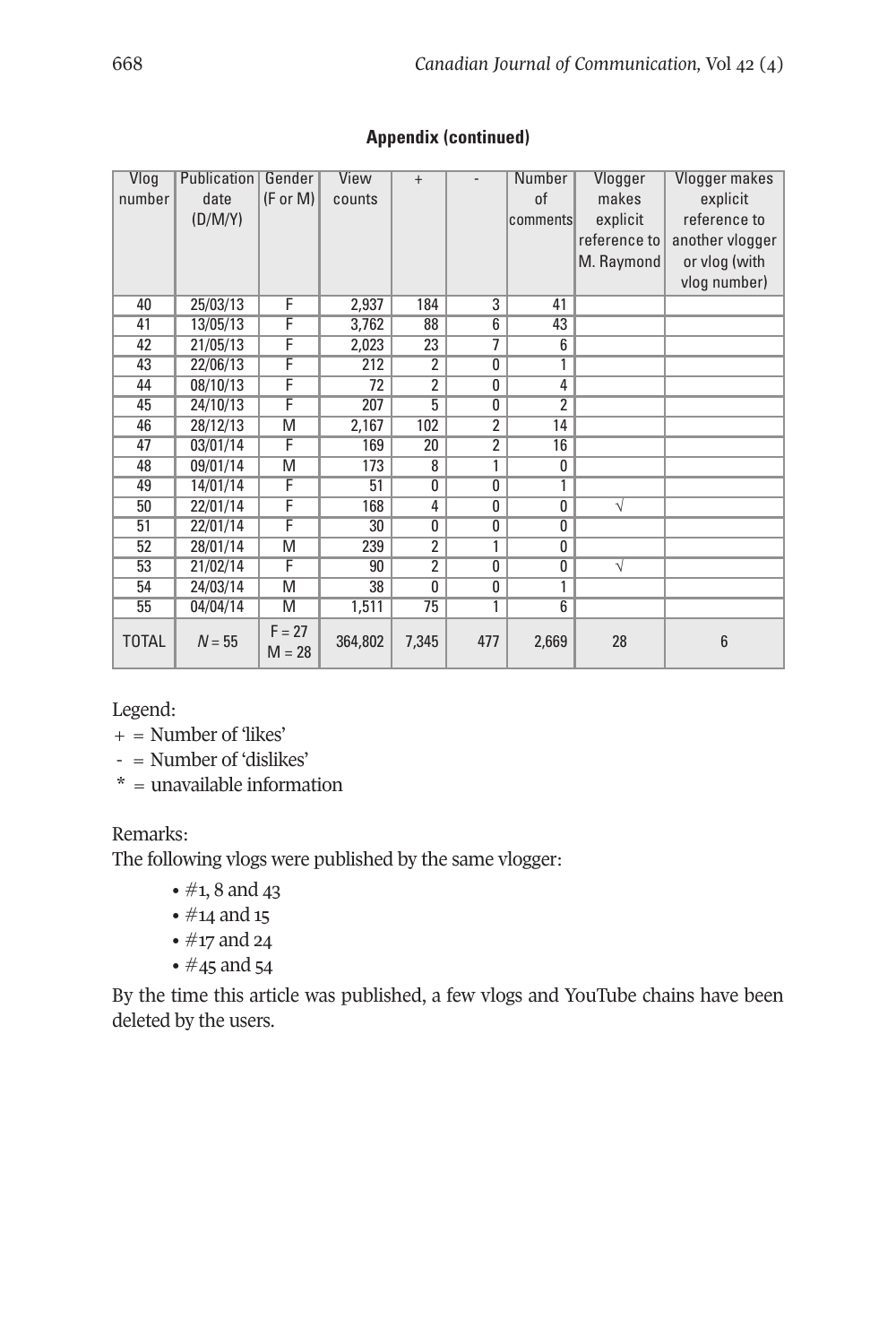**Appendix (continued)**

| Vlog number | Publication date (D/M/Y) | Gender (F or M) | View counts | + | - | Number of comments | Vlogger makes explicit reference to M. Raymond | Vlogger makes explicit reference to another vlogger or vlog (with vlog number) |
|---|---|---|---|---|---|---|---|---|
| 40 | 25/03/13 | F | 2,937 | 184 | 3 | 41 | | |
| 41 | 13/05/13 | F | 3,762 | 88 | 6 | 43 | | |
| 42 | 21/05/13 | F | 2,023 | 23 | 7 | 6 | | |
| 43 | 22/06/13 | F | 212 | 2 | 0 | 1 | | |
| 44 | 08/10/13 | F | 72 | 2 | 0 | 4 | | |
| 45 | 24/10/13 | F | 207 | 5 | 0 | 2 | | |
| 46 | 28/12/13 | M | 2,167 | 102 | 2 | 14 | | |
| 47 | 03/01/14 | F | 169 | 20 | 2 | 16 | | |
| 48 | 09/01/14 | M | 173 | 8 | 1 | 0 | | |
| 49 | 14/01/14 | F | 51 | 0 | 0 | 1 | | |
| 50 | 22/01/14 | F | 168 | 4 | 0 | 0 | √ | |
| 51 | 22/01/14 | F | 30 | 0 | 0 | 0 | | |
| 52 | 28/01/14 | M | 239 | 2 | 1 | 0 | | |
| 53 | 21/02/14 | F | 90 | 2 | 0 | 0 | √ | |
| 54 | 24/03/14 | M | 38 | 0 | 0 | 1 | | |
| 55 | 04/04/14 | M | 1,511 | 75 | 1 | 6 | | |
| TOTAL | *N* = 55 | F = 27 M = 28 | 364,802 | 7,345 | 477 | 2,669 | 28 | 6 |

Legend:

+ = Number of 'likes'

- = Number of 'dislikes'

* = unavailable information

Remarks:

The following vlogs were published by the same vlogger:

- #1, 8 and 43
- #14 and 15
- #17 and 24
- #45 and 54

By the time this article was published, a few vlogs and YouTube chains have been deleted by the users.